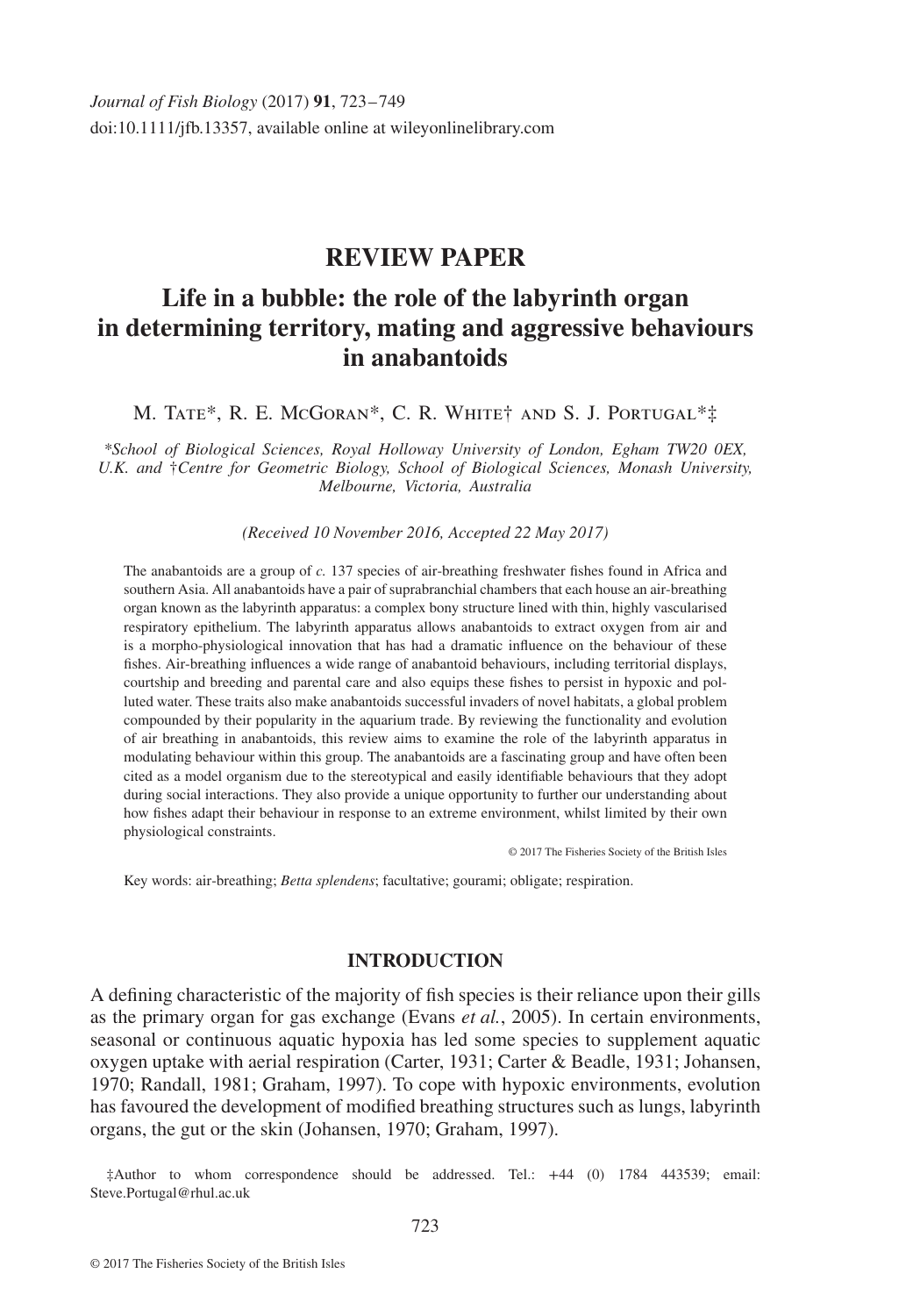*Journal of Fish Biology* (2017) **91**, 723–749
doi:10.1111/jfb.13357, available online at wileyonlinelibrary.com

# REVIEW PAPER

# Life in a bubble: the role of the labyrinth organ in determining territory, mating and aggressive behaviours in anabantoids

M. Tate*, R. E. McGoran*, C. R. White† and S. J. Portugal*‡

*School of Biological Sciences, Royal Holloway University of London, Egham TW20 0EX, U.K. and †Centre for Geometric Biology, School of Biological Sciences, Monash University, Melbourne, Victoria, Australia*

*(Received 10 November 2016, Accepted 22 May 2017)*

The anabantoids are a group of *c.* 137 species of air-breathing freshwater fishes found in Africa and southern Asia. All anabantoids have a pair of suprabranchial chambers that each house an air-breathing organ known as the labyrinth apparatus: a complex bony structure lined with thin, highly vascularised respiratory epithelium. The labyrinth apparatus allows anabantoids to extract oxygen from air and is a morpho-physiological innovation that has had a dramatic influence on the behaviour of these fishes. Air-breathing influences a wide range of anabantoid behaviours, including territorial displays, courtship and breeding and parental care and also equips these fishes to persist in hypoxic and polluted water. These traits also make anabantoids successful invaders of novel habitats, a global problem compounded by their popularity in the aquarium trade. By reviewing the functionality and evolution of air breathing in anabantoids, this review aims to examine the role of the labyrinth apparatus in modulating behaviour within this group. The anabantoids are a fascinating group and have often been cited as a model organism due to the stereotypical and easily identifiable behaviours that they adopt during social interactions. They also provide a unique opportunity to further our understanding about how fishes adapt their behaviour in response to an extreme environment, whilst limited by their own physiological constraints.

© 2017 The Fisheries Society of the British Isles

Key words: air-breathing; *Betta splendens*; facultative; gourami; obligate; respiration.

## INTRODUCTION

A defining characteristic of the majority of fish species is their reliance upon their gills as the primary organ for gas exchange (Evans *et al.*, 2005). In certain environments, seasonal or continuous aquatic hypoxia has led some species to supplement aquatic oxygen uptake with aerial respiration (Carter, 1931; Carter & Beadle, 1931; Johansen, 1970; Randall, 1981; Graham, 1997). To cope with hypoxic environments, evolution has favoured the development of modified breathing structures such as lungs, labyrinth organs, the gut or the skin (Johansen, 1970; Graham, 1997).

‡Author to whom correspondence should be addressed. Tel.: +44 (0) 1784 443539; email: Steve.Portugal@rhul.ac.uk

© 2017 The Fisheries Society of the British Isles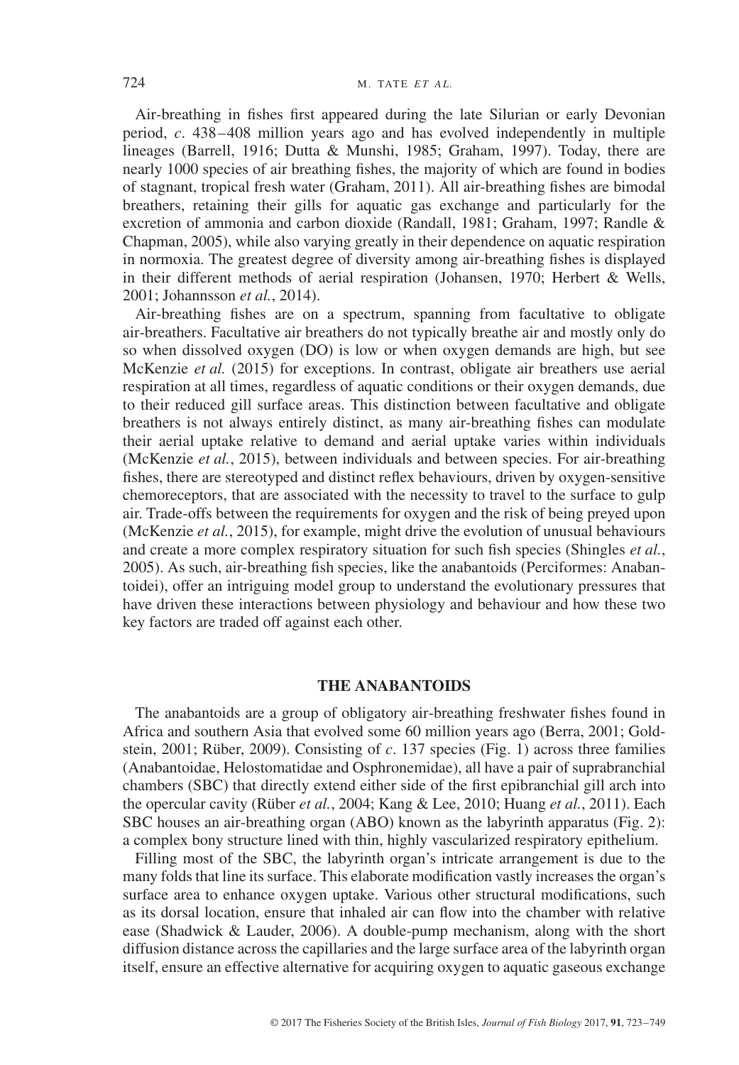Air-breathing in fishes first appeared during the late Silurian or early Devonian period, *c*. 438–408 million years ago and has evolved independently in multiple lineages (Barrell, 1916; Dutta & Munshi, 1985; Graham, 1997). Today, there are nearly 1000 species of air breathing fishes, the majority of which are found in bodies of stagnant, tropical fresh water (Graham, 2011). All air-breathing fishes are bimodal breathers, retaining their gills for aquatic gas exchange and particularly for the excretion of ammonia and carbon dioxide (Randall, 1981; Graham, 1997; Randle & Chapman, 2005), while also varying greatly in their dependence on aquatic respiration in normoxia. The greatest degree of diversity among air-breathing fishes is displayed in their different methods of aerial respiration (Johansen, 1970; Herbert & Wells, 2001; Johannsson *et al.*, 2014).

Air-breathing fishes are on a spectrum, spanning from facultative to obligate air-breathers. Facultative air breathers do not typically breathe air and mostly only do so when dissolved oxygen (DO) is low or when oxygen demands are high, but see McKenzie *et al.* (2015) for exceptions. In contrast, obligate air breathers use aerial respiration at all times, regardless of aquatic conditions or their oxygen demands, due to their reduced gill surface areas. This distinction between facultative and obligate breathers is not always entirely distinct, as many air-breathing fishes can modulate their aerial uptake relative to demand and aerial uptake varies within individuals (McKenzie *et al.*, 2015), between individuals and between species. For air-breathing fishes, there are stereotyped and distinct reflex behaviours, driven by oxygen-sensitive chemoreceptors, that are associated with the necessity to travel to the surface to gulp air. Trade-offs between the requirements for oxygen and the risk of being preyed upon (McKenzie *et al.*, 2015), for example, might drive the evolution of unusual behaviours and create a more complex respiratory situation for such fish species (Shingles *et al.*, 2005). As such, air-breathing fish species, like the anabantoids (Perciformes: Anabantoidei), offer an intriguing model group to understand the evolutionary pressures that have driven these interactions between physiology and behaviour and how these two key factors are traded off against each other.

## THE ANABANTOIDS

The anabantoids are a group of obligatory air-breathing freshwater fishes found in Africa and southern Asia that evolved some 60 million years ago (Berra, 2001; Goldstein, 2001; Rüber, 2009). Consisting of *c*. 137 species (Fig. 1) across three families (Anabantoidae, Helostomatidae and Osphronemidae), all have a pair of suprabranchial chambers (SBC) that directly extend either side of the first epibranchial gill arch into the opercular cavity (Rüber *et al.*, 2004; Kang & Lee, 2010; Huang *et al.*, 2011). Each SBC houses an air-breathing organ (ABO) known as the labyrinth apparatus (Fig. 2): a complex bony structure lined with thin, highly vascularized respiratory epithelium.

Filling most of the SBC, the labyrinth organ's intricate arrangement is due to the many folds that line its surface. This elaborate modification vastly increases the organ's surface area to enhance oxygen uptake. Various other structural modifications, such as its dorsal location, ensure that inhaled air can flow into the chamber with relative ease (Shadwick & Lauder, 2006). A double-pump mechanism, along with the short diffusion distance across the capillaries and the large surface area of the labyrinth organ itself, ensure an effective alternative for acquiring oxygen to aquatic gaseous exchange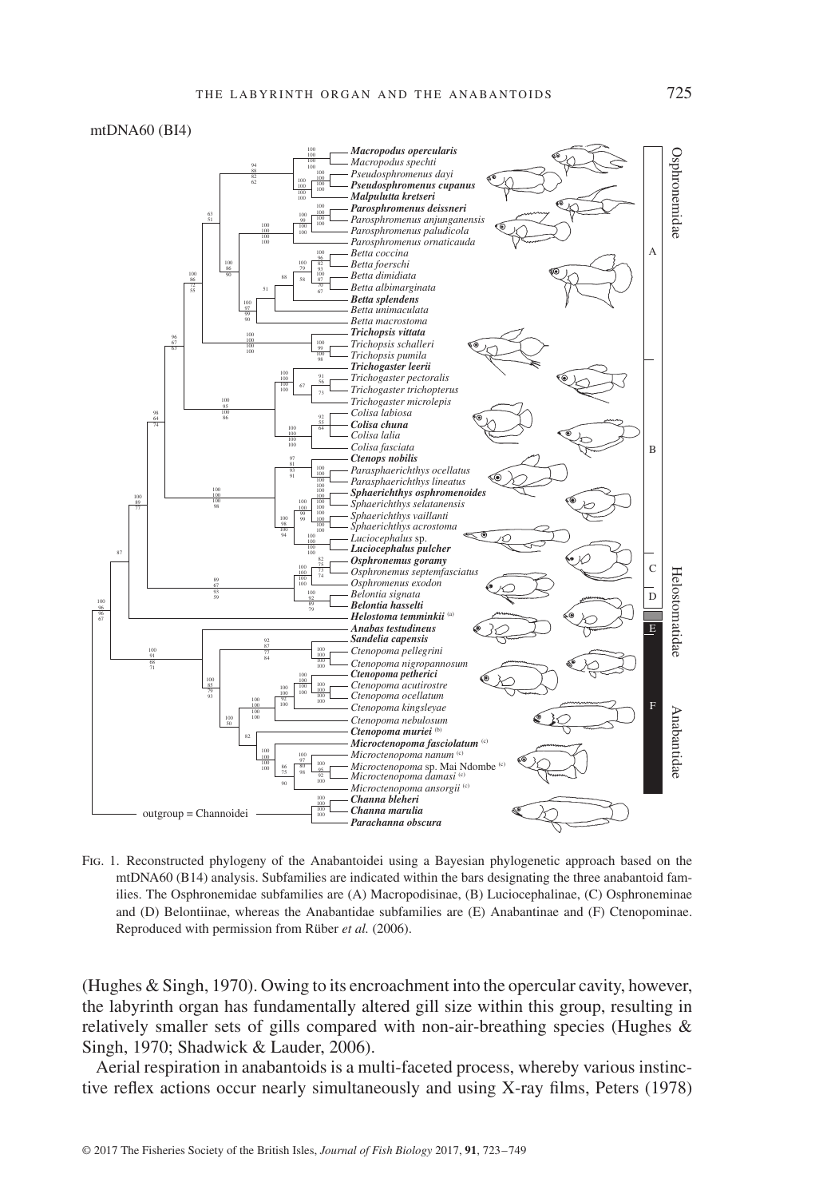Fig. 1. Reconstructed phylogeny of the Anabantoidei using a Bayesian phylogenetic approach based on the mtDNA60 (B14) analysis. Subfamilies are indicated within the bars designating the three anabantoid families. The Osphronemidae subfamilies are (A) Macropodisinae, (B) Luciocephalinae, (C) Osphroneminae and (D) Belontiinae, whereas the Anabantidae subfamilies are (E) Anabantinae and (F) Ctenopominae. Reproduced with permission from Rüber *et al.* (2006).

(Hughes & Singh, 1970). Owing to its encroachment into the opercular cavity, however, the labyrinth organ has fundamentally altered gill size within this group, resulting in relatively smaller sets of gills compared with non-air-breathing species (Hughes & Singh, 1970; Shadwick & Lauder, 2006).

Aerial respiration in anabantoids is a multi-faceted process, whereby various instinctive reflex actions occur nearly simultaneously and using X-ray films, Peters (1978)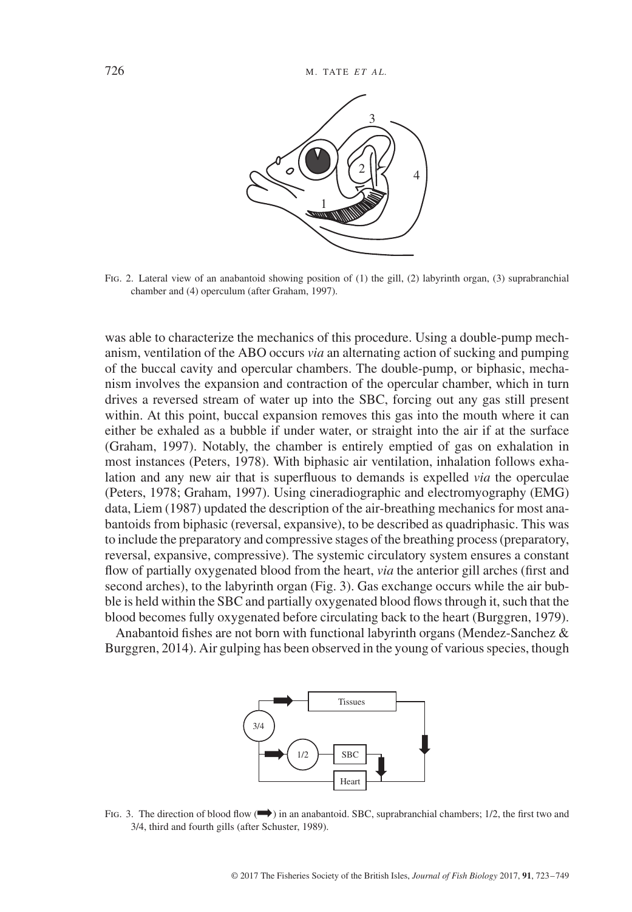Fig. 2. Lateral view of an anabantoid showing position of (1) the gill, (2) labyrinth organ, (3) suprabranchial chamber and (4) operculum (after Graham, 1997).

was able to characterize the mechanics of this procedure. Using a double-pump mechanism, ventilation of the ABO occurs *via* an alternating action of sucking and pumping of the buccal cavity and opercular chambers. The double-pump, or biphasic, mechanism involves the expansion and contraction of the opercular chamber, which in turn drives a reversed stream of water up into the SBC, forcing out any gas still present within. At this point, buccal expansion removes this gas into the mouth where it can either be exhaled as a bubble if under water, or straight into the air if at the surface (Graham, 1997). Notably, the chamber is entirely emptied of gas on exhalation in most instances (Peters, 1978). With biphasic air ventilation, inhalation follows exhalation and any new air that is superfluous to demands is expelled *via* the operculae (Peters, 1978; Graham, 1997). Using cineradiographic and electromyography (EMG) data, Liem (1987) updated the description of the air-breathing mechanics for most anabantoids from biphasic (reversal, expansive), to be described as quadriphasic. This was to include the preparatory and compressive stages of the breathing process (preparatory, reversal, expansive, compressive). The systemic circulatory system ensures a constant flow of partially oxygenated blood from the heart, *via* the anterior gill arches (first and second arches), to the labyrinth organ (Fig. 3). Gas exchange occurs while the air bubble is held within the SBC and partially oxygenated blood flows through it, such that the blood becomes fully oxygenated before circulating back to the heart (Burggren, 1979).

Anabantoid fishes are not born with functional labyrinth organs (Mendez-Sanchez & Burggren, 2014). Air gulping has been observed in the young of various species, though

Fig. 3. The direction of blood flow (➡) in an anabantoid. SBC, suprabranchial chambers; 1/2, the first two and 3/4, third and fourth gills (after Schuster, 1989).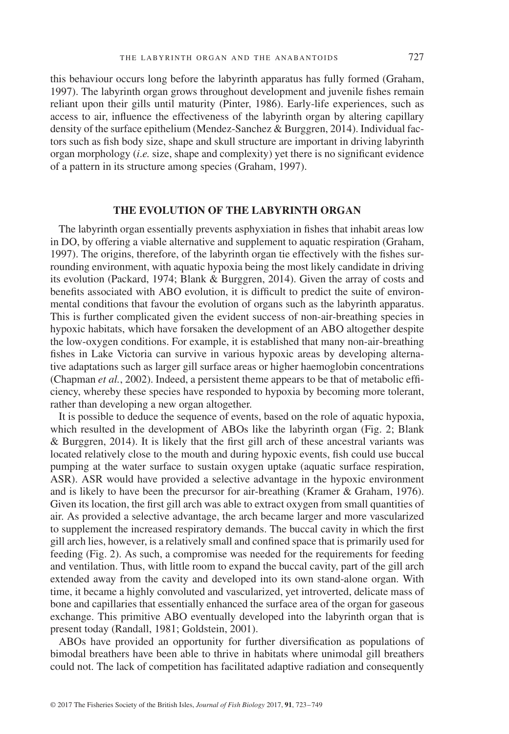this behaviour occurs long before the labyrinth apparatus has fully formed (Graham, 1997). The labyrinth organ grows throughout development and juvenile fishes remain reliant upon their gills until maturity (Pinter, 1986). Early-life experiences, such as access to air, influence the effectiveness of the labyrinth organ by altering capillary density of the surface epithelium (Mendez-Sanchez & Burggren, 2014). Individual factors such as fish body size, shape and skull structure are important in driving labyrinth organ morphology (*i.e.* size, shape and complexity) yet there is no significant evidence of a pattern in its structure among species (Graham, 1997).

## THE EVOLUTION OF THE LABYRINTH ORGAN

The labyrinth organ essentially prevents asphyxiation in fishes that inhabit areas low in DO, by offering a viable alternative and supplement to aquatic respiration (Graham, 1997). The origins, therefore, of the labyrinth organ tie effectively with the fishes surrounding environment, with aquatic hypoxia being the most likely candidate in driving its evolution (Packard, 1974; Blank & Burggren, 2014). Given the array of costs and benefits associated with ABO evolution, it is difficult to predict the suite of environmental conditions that favour the evolution of organs such as the labyrinth apparatus. This is further complicated given the evident success of non-air-breathing species in hypoxic habitats, which have forsaken the development of an ABO altogether despite the low-oxygen conditions. For example, it is established that many non-air-breathing fishes in Lake Victoria can survive in various hypoxic areas by developing alternative adaptations such as larger gill surface areas or higher haemoglobin concentrations (Chapman *et al.*, 2002). Indeed, a persistent theme appears to be that of metabolic efficiency, whereby these species have responded to hypoxia by becoming more tolerant, rather than developing a new organ altogether.

It is possible to deduce the sequence of events, based on the role of aquatic hypoxia, which resulted in the development of ABOs like the labyrinth organ (Fig. 2; Blank & Burggren, 2014). It is likely that the first gill arch of these ancestral variants was located relatively close to the mouth and during hypoxic events, fish could use buccal pumping at the water surface to sustain oxygen uptake (aquatic surface respiration, ASR). ASR would have provided a selective advantage in the hypoxic environment and is likely to have been the precursor for air-breathing (Kramer & Graham, 1976). Given its location, the first gill arch was able to extract oxygen from small quantities of air. As provided a selective advantage, the arch became larger and more vascularized to supplement the increased respiratory demands. The buccal cavity in which the first gill arch lies, however, is a relatively small and confined space that is primarily used for feeding (Fig. 2). As such, a compromise was needed for the requirements for feeding and ventilation. Thus, with little room to expand the buccal cavity, part of the gill arch extended away from the cavity and developed into its own stand-alone organ. With time, it became a highly convoluted and vascularized, yet introverted, delicate mass of bone and capillaries that essentially enhanced the surface area of the organ for gaseous exchange. This primitive ABO eventually developed into the labyrinth organ that is present today (Randall, 1981; Goldstein, 2001).

ABOs have provided an opportunity for further diversification as populations of bimodal breathers have been able to thrive in habitats where unimodal gill breathers could not. The lack of competition has facilitated adaptive radiation and consequently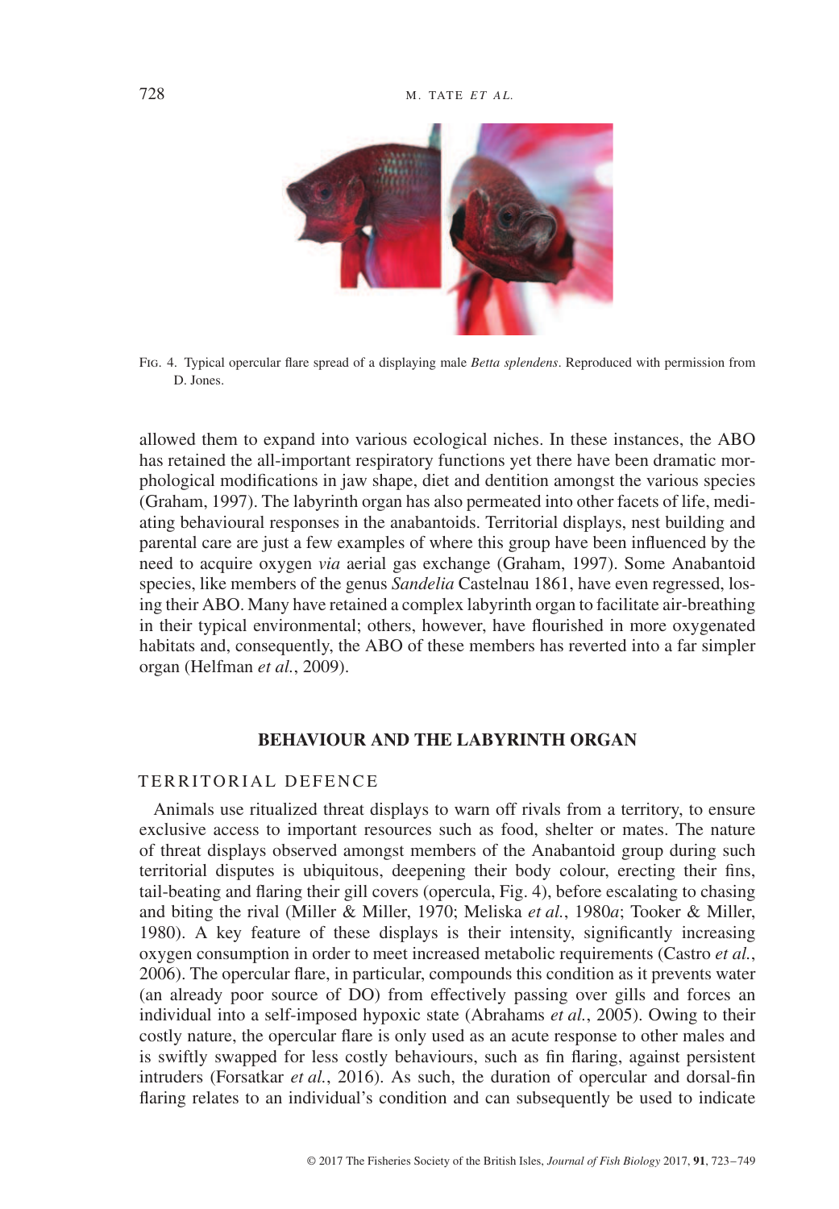FIG. 4. Typical opercular flare spread of a displaying male *Betta splendens*. Reproduced with permission from D. Jones.

allowed them to expand into various ecological niches. In these instances, the ABO has retained the all-important respiratory functions yet there have been dramatic morphological modifications in jaw shape, diet and dentition amongst the various species (Graham, 1997). The labyrinth organ has also permeated into other facets of life, mediating behavioural responses in the anabantoids. Territorial displays, nest building and parental care are just a few examples of where this group have been influenced by the need to acquire oxygen *via* aerial gas exchange (Graham, 1997). Some Anabantoid species, like members of the genus *Sandelia* Castelnau 1861, have even regressed, losing their ABO. Many have retained a complex labyrinth organ to facilitate air-breathing in their typical environmental; others, however, have flourished in more oxygenated habitats and, consequently, the ABO of these members has reverted into a far simpler organ (Helfman *et al.*, 2009).

## BEHAVIOUR AND THE LABYRINTH ORGAN

### TERRITORIAL DEFENCE

Animals use ritualized threat displays to warn off rivals from a territory, to ensure exclusive access to important resources such as food, shelter or mates. The nature of threat displays observed amongst members of the Anabantoid group during such territorial disputes is ubiquitous, deepening their body colour, erecting their fins, tail-beating and flaring their gill covers (opercula, Fig. 4), before escalating to chasing and biting the rival (Miller & Miller, 1970; Meliska *et al.*, 1980*a*; Tooker & Miller, 1980). A key feature of these displays is their intensity, significantly increasing oxygen consumption in order to meet increased metabolic requirements (Castro *et al.*, 2006). The opercular flare, in particular, compounds this condition as it prevents water (an already poor source of DO) from effectively passing over gills and forces an individual into a self-imposed hypoxic state (Abrahams *et al.*, 2005). Owing to their costly nature, the opercular flare is only used as an acute response to other males and is swiftly swapped for less costly behaviours, such as fin flaring, against persistent intruders (Forsatkar *et al.*, 2016). As such, the duration of opercular and dorsal-fin flaring relates to an individual's condition and can subsequently be used to indicate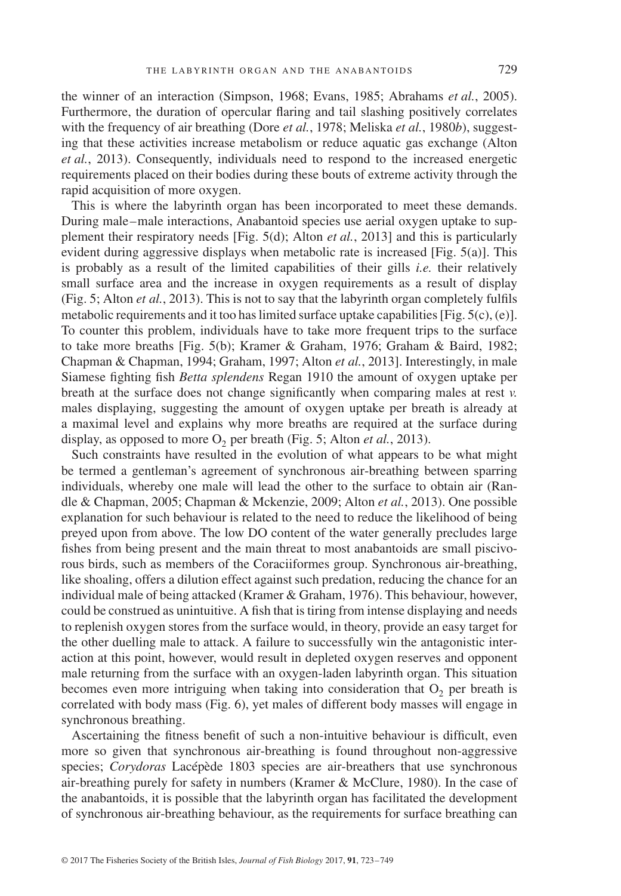the winner of an interaction (Simpson, 1968; Evans, 1985; Abrahams *et al.*, 2005). Furthermore, the duration of opercular flaring and tail slashing positively correlates with the frequency of air breathing (Dore *et al.*, 1978; Meliska *et al.*, 1980*b*), suggesting that these activities increase metabolism or reduce aquatic gas exchange (Alton *et al.*, 2013). Consequently, individuals need to respond to the increased energetic requirements placed on their bodies during these bouts of extreme activity through the rapid acquisition of more oxygen.

This is where the labyrinth organ has been incorporated to meet these demands. During male–male interactions, Anabantoid species use aerial oxygen uptake to supplement their respiratory needs [Fig. 5(d); Alton *et al.*, 2013] and this is particularly evident during aggressive displays when metabolic rate is increased [Fig. 5(a)]. This is probably as a result of the limited capabilities of their gills *i.e.* their relatively small surface area and the increase in oxygen requirements as a result of display (Fig. 5; Alton *et al.*, 2013). This is not to say that the labyrinth organ completely fulfils metabolic requirements and it too has limited surface uptake capabilities [Fig. 5(c), (e)]. To counter this problem, individuals have to take more frequent trips to the surface to take more breaths [Fig. 5(b); Kramer & Graham, 1976; Graham & Baird, 1982; Chapman & Chapman, 1994; Graham, 1997; Alton *et al.*, 2013]. Interestingly, in male Siamese fighting fish *Betta splendens* Regan 1910 the amount of oxygen uptake per breath at the surface does not change significantly when comparing males at rest *v.* males displaying, suggesting the amount of oxygen uptake per breath is already at a maximal level and explains why more breaths are required at the surface during display, as opposed to more $O_2$ per breath (Fig. 5; Alton *et al.*, 2013).

Such constraints have resulted in the evolution of what appears to be what might be termed a gentleman's agreement of synchronous air-breathing between sparring individuals, whereby one male will lead the other to the surface to obtain air (Randle & Chapman, 2005; Chapman & Mckenzie, 2009; Alton *et al.*, 2013). One possible explanation for such behaviour is related to the need to reduce the likelihood of being preyed upon from above. The low DO content of the water generally precludes large fishes from being present and the main threat to most anabantoids are small piscivorous birds, such as members of the Coraciiformes group. Synchronous air-breathing, like shoaling, offers a dilution effect against such predation, reducing the chance for an individual male of being attacked (Kramer & Graham, 1976). This behaviour, however, could be construed as unintuitive. A fish that is tiring from intense displaying and needs to replenish oxygen stores from the surface would, in theory, provide an easy target for the other duelling male to attack. A failure to successfully win the antagonistic interaction at this point, however, would result in depleted oxygen reserves and opponent male returning from the surface with an oxygen-laden labyrinth organ. This situation becomes even more intriguing when taking into consideration that $O_2$ per breath is correlated with body mass (Fig. 6), yet males of different body masses will engage in synchronous breathing.

Ascertaining the fitness benefit of such a non-intuitive behaviour is difficult, even more so given that synchronous air-breathing is found throughout non-aggressive species; *Corydoras* Lacépède 1803 species are air-breathers that use synchronous air-breathing purely for safety in numbers (Kramer & McClure, 1980). In the case of the anabantoids, it is possible that the labyrinth organ has facilitated the development of synchronous air-breathing behaviour, as the requirements for surface breathing can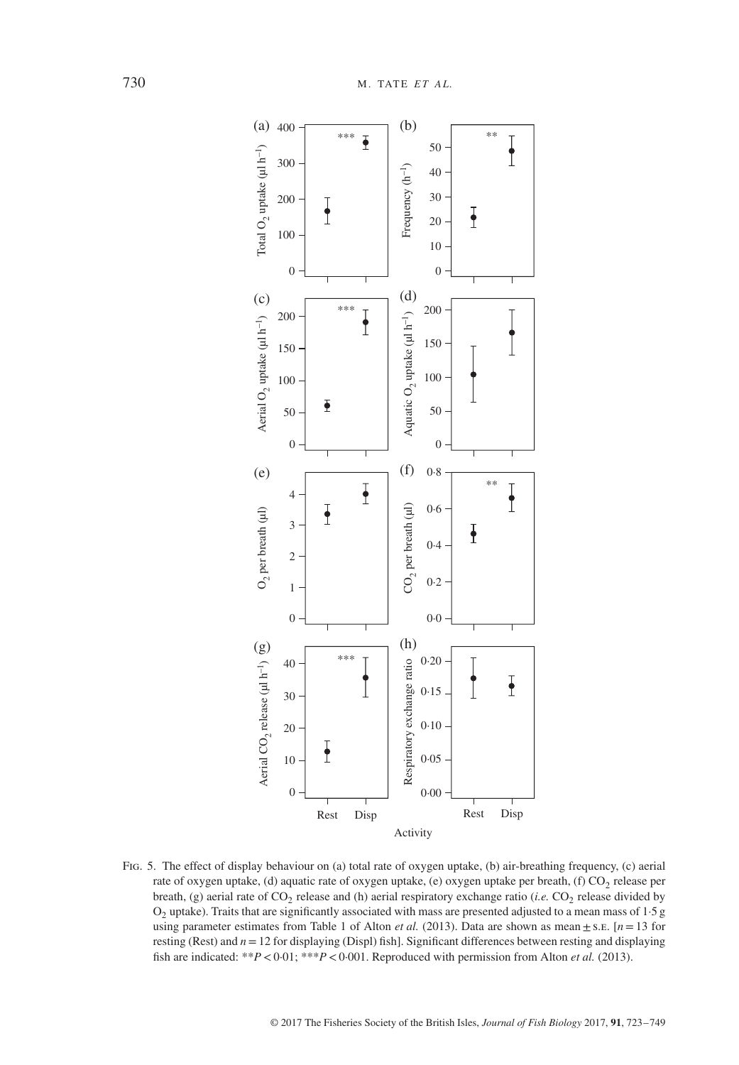Fig. 5. The effect of display behaviour on (a) total rate of oxygen uptake, (b) air-breathing frequency, (c) aerial rate of oxygen uptake, (d) aquatic rate of oxygen uptake, (e) oxygen uptake per breath, (f) $CO_2$ release per breath, (g) aerial rate of $CO_2$ release and (h) aerial respiratory exchange ratio (*i.e.* $CO_2$ release divided by $O_2$ uptake). Traits that are significantly associated with mass are presented adjusted to a mean mass of 1·5 g using parameter estimates from Table 1 of Alton *et al.* (2013). Data are shown as mean ± s.e. [$n = 13$ for resting (Rest) and $n = 12$ for displaying (Displ) fish]. Significant differences between resting and displaying fish are indicated: $^{**}P < 0{\cdot}01$; $^{***}P < 0{\cdot}001$. Reproduced with permission from Alton *et al.* (2013).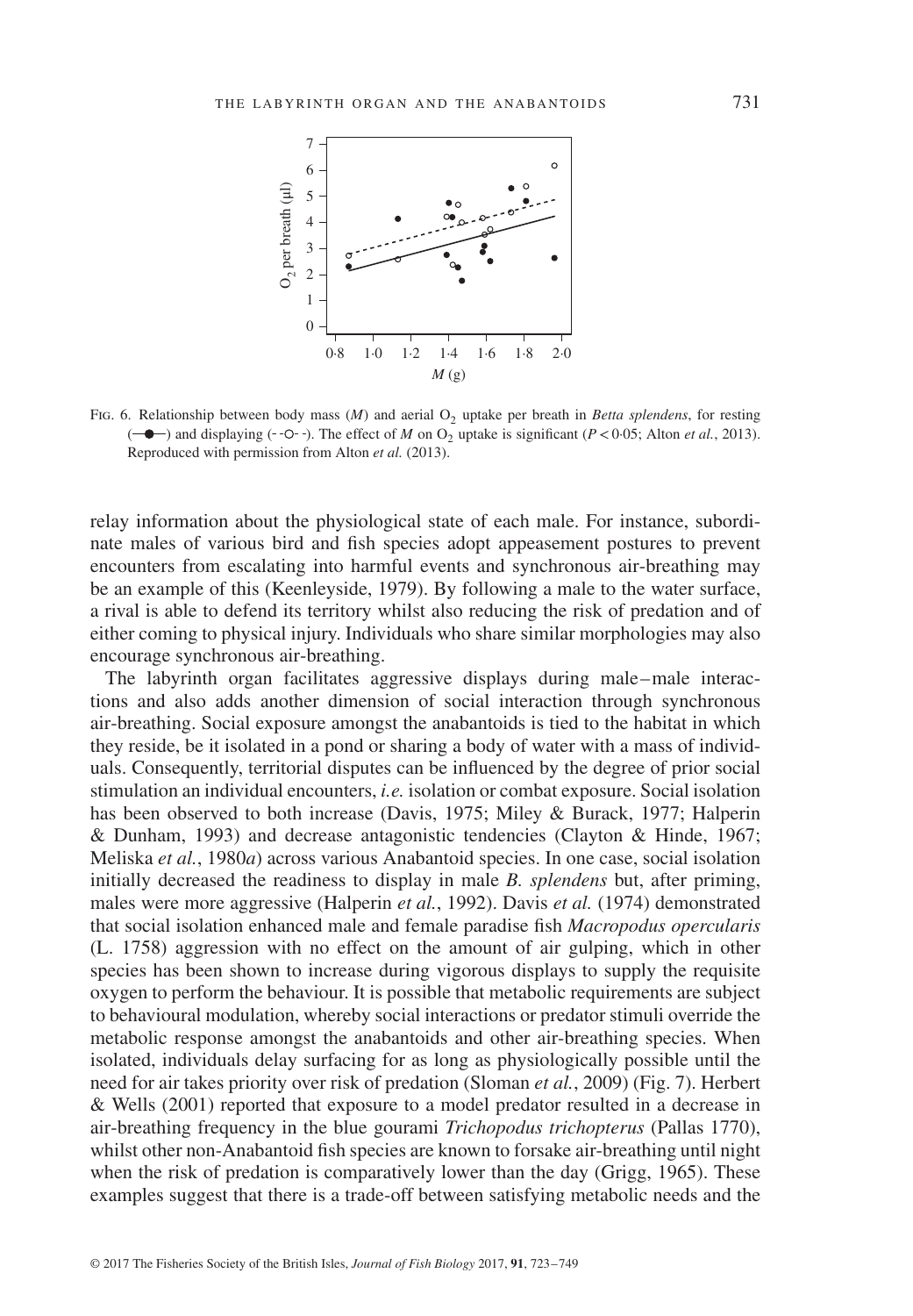FIG. 6. Relationship between body mass ($M$) and aerial $O_2$ uptake per breath in *Betta splendens*, for resting (—●—) and displaying (- -○- -). The effect of $M$ on $O_2$ uptake is significant ($P < 0.05$; Alton *et al.*, 2013). Reproduced with permission from Alton *et al.* (2013).

relay information about the physiological state of each male. For instance, subordinate males of various bird and fish species adopt appeasement postures to prevent encounters from escalating into harmful events and synchronous air-breathing may be an example of this (Keenleyside, 1979). By following a male to the water surface, a rival is able to defend its territory whilst also reducing the risk of predation and of either coming to physical injury. Individuals who share similar morphologies may also encourage synchronous air-breathing.

The labyrinth organ facilitates aggressive displays during male–male interactions and also adds another dimension of social interaction through synchronous air-breathing. Social exposure amongst the anabantoids is tied to the habitat in which they reside, be it isolated in a pond or sharing a body of water with a mass of individuals. Consequently, territorial disputes can be influenced by the degree of prior social stimulation an individual encounters, *i.e.* isolation or combat exposure. Social isolation has been observed to both increase (Davis, 1975; Miley & Burack, 1977; Halperin & Dunham, 1993) and decrease antagonistic tendencies (Clayton & Hinde, 1967; Meliska *et al.*, 1980*a*) across various Anabantoid species. In one case, social isolation initially decreased the readiness to display in male *B. splendens* but, after priming, males were more aggressive (Halperin *et al.*, 1992). Davis *et al.* (1974) demonstrated that social isolation enhanced male and female paradise fish *Macropodus opercularis* (L. 1758) aggression with no effect on the amount of air gulping, which in other species has been shown to increase during vigorous displays to supply the requisite oxygen to perform the behaviour. It is possible that metabolic requirements are subject to behavioural modulation, whereby social interactions or predator stimuli override the metabolic response amongst the anabantoids and other air-breathing species. When isolated, individuals delay surfacing for as long as physiologically possible until the need for air takes priority over risk of predation (Sloman *et al.*, 2009) (Fig. 7). Herbert & Wells (2001) reported that exposure to a model predator resulted in a decrease in air-breathing frequency in the blue gourami *Trichopodus trichopterus* (Pallas 1770), whilst other non-Anabantoid fish species are known to forsake air-breathing until night when the risk of predation is comparatively lower than the day (Grigg, 1965). These examples suggest that there is a trade-off between satisfying metabolic needs and the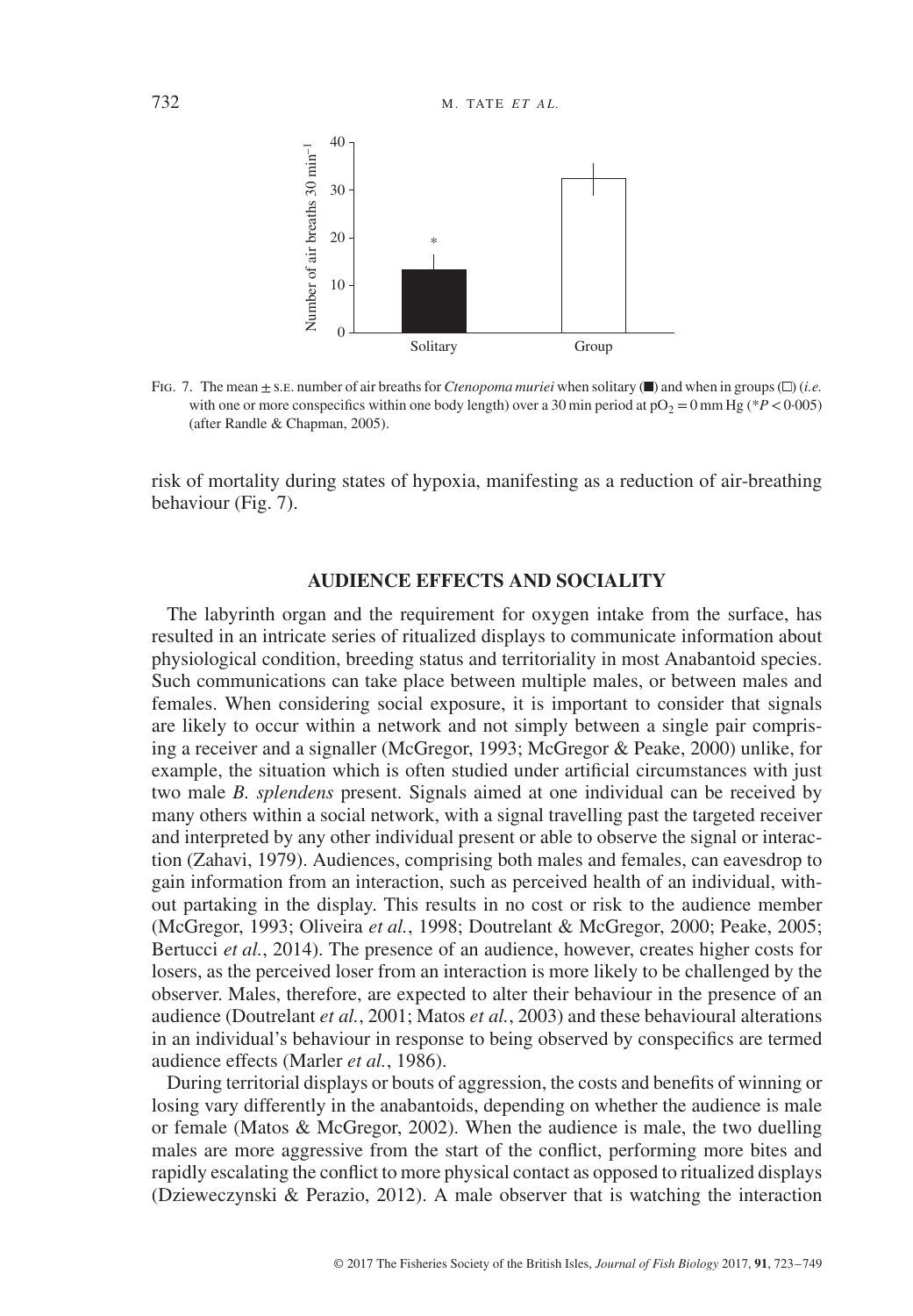FIG. 7. The mean ± S.E. number of air breaths for *Ctenopoma muriei* when solitary (■) and when in groups (□) (*i.e.* with one or more conspecifics within one body length) over a 30 min period at $pO_2 = 0$ mm Hg (*$P < 0.005$) (after Randle & Chapman, 2005).

risk of mortality during states of hypoxia, manifesting as a reduction of air-breathing behaviour (Fig. 7).

## AUDIENCE EFFECTS AND SOCIALITY

The labyrinth organ and the requirement for oxygen intake from the surface, has resulted in an intricate series of ritualized displays to communicate information about physiological condition, breeding status and territoriality in most Anabantoid species. Such communications can take place between multiple males, or between males and females. When considering social exposure, it is important to consider that signals are likely to occur within a network and not simply between a single pair comprising a receiver and a signaller (McGregor, 1993; McGregor & Peake, 2000) unlike, for example, the situation which is often studied under artificial circumstances with just two male *B. splendens* present. Signals aimed at one individual can be received by many others within a social network, with a signal travelling past the targeted receiver and interpreted by any other individual present or able to observe the signal or interaction (Zahavi, 1979). Audiences, comprising both males and females, can eavesdrop to gain information from an interaction, such as perceived health of an individual, without partaking in the display. This results in no cost or risk to the audience member (McGregor, 1993; Oliveira *et al.*, 1998; Doutrelant & McGregor, 2000; Peake, 2005; Bertucci *et al.*, 2014). The presence of an audience, however, creates higher costs for losers, as the perceived loser from an interaction is more likely to be challenged by the observer. Males, therefore, are expected to alter their behaviour in the presence of an audience (Doutrelant *et al.*, 2001; Matos *et al.*, 2003) and these behavioural alterations in an individual's behaviour in response to being observed by conspecifics are termed audience effects (Marler *et al.*, 1986).

During territorial displays or bouts of aggression, the costs and benefits of winning or losing vary differently in the anabantoids, depending on whether the audience is male or female (Matos & McGregor, 2002). When the audience is male, the two duelling males are more aggressive from the start of the conflict, performing more bites and rapidly escalating the conflict to more physical contact as opposed to ritualized displays (Dzieweczynski & Perazio, 2012). A male observer that is watching the interaction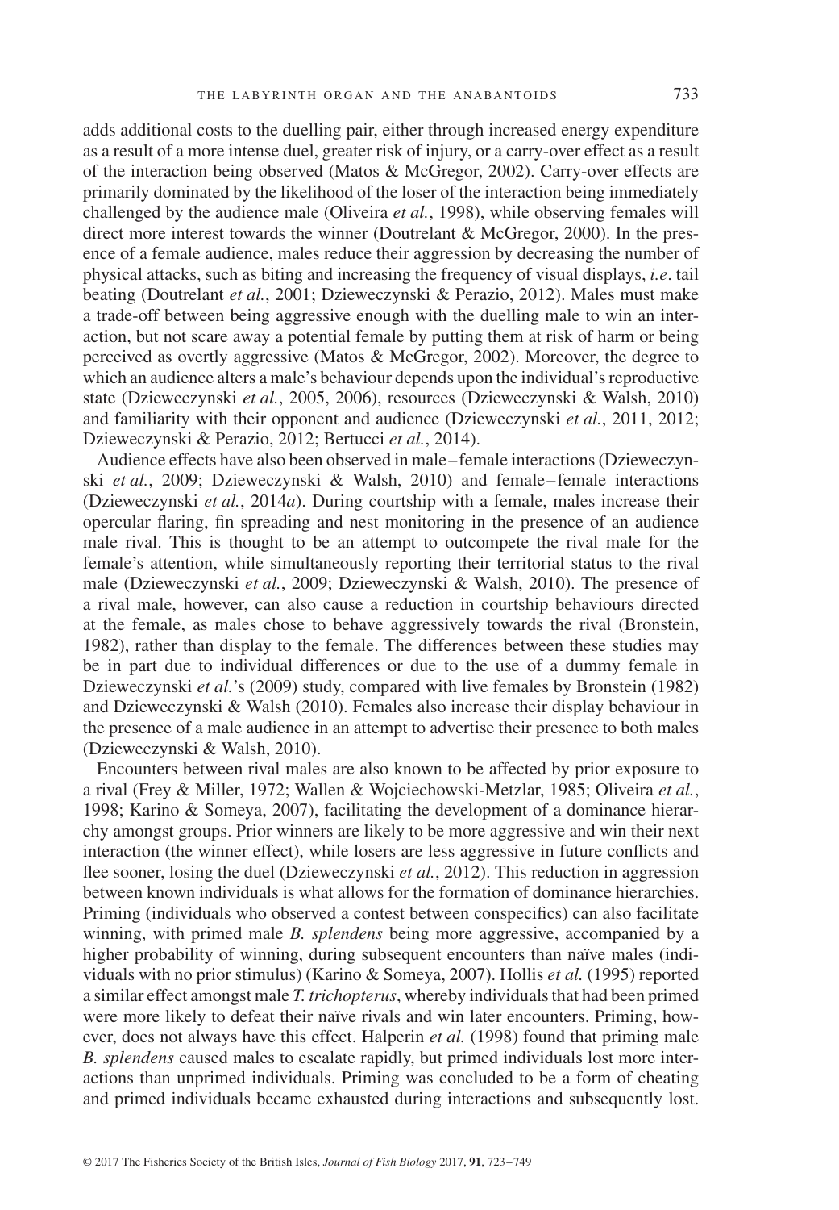adds additional costs to the duelling pair, either through increased energy expenditure as a result of a more intense duel, greater risk of injury, or a carry-over effect as a result of the interaction being observed (Matos & McGregor, 2002). Carry-over effects are primarily dominated by the likelihood of the loser of the interaction being immediately challenged by the audience male (Oliveira *et al.*, 1998), while observing females will direct more interest towards the winner (Doutrelant & McGregor, 2000). In the presence of a female audience, males reduce their aggression by decreasing the number of physical attacks, such as biting and increasing the frequency of visual displays, *i.e.* tail beating (Doutrelant *et al.*, 2001; Dzieweczynski & Perazio, 2012). Males must make a trade-off between being aggressive enough with the duelling male to win an interaction, but not scare away a potential female by putting them at risk of harm or being perceived as overtly aggressive (Matos & McGregor, 2002). Moreover, the degree to which an audience alters a male's behaviour depends upon the individual's reproductive state (Dzieweczynski *et al.*, 2005, 2006), resources (Dzieweczynski & Walsh, 2010) and familiarity with their opponent and audience (Dzieweczynski *et al.*, 2011, 2012; Dzieweczynski & Perazio, 2012; Bertucci *et al.*, 2014).

Audience effects have also been observed in male–female interactions (Dzieweczynski *et al.*, 2009; Dzieweczynski & Walsh, 2010) and female–female interactions (Dzieweczynski *et al.*, 2014*a*). During courtship with a female, males increase their opercular flaring, fin spreading and nest monitoring in the presence of an audience male rival. This is thought to be an attempt to outcompete the rival male for the female's attention, while simultaneously reporting their territorial status to the rival male (Dzieweczynski *et al.*, 2009; Dzieweczynski & Walsh, 2010). The presence of a rival male, however, can also cause a reduction in courtship behaviours directed at the female, as males chose to behave aggressively towards the rival (Bronstein, 1982), rather than display to the female. The differences between these studies may be in part due to individual differences or due to the use of a dummy female in Dzieweczynski *et al.*'s (2009) study, compared with live females by Bronstein (1982) and Dzieweczynski & Walsh (2010). Females also increase their display behaviour in the presence of a male audience in an attempt to advertise their presence to both males (Dzieweczynski & Walsh, 2010).

Encounters between rival males are also known to be affected by prior exposure to a rival (Frey & Miller, 1972; Wallen & Wojciechowski-Metzlar, 1985; Oliveira *et al.*, 1998; Karino & Someya, 2007), facilitating the development of a dominance hierarchy amongst groups. Prior winners are likely to be more aggressive and win their next interaction (the winner effect), while losers are less aggressive in future conflicts and flee sooner, losing the duel (Dzieweczynski *et al.*, 2012). This reduction in aggression between known individuals is what allows for the formation of dominance hierarchies. Priming (individuals who observed a contest between conspecifics) can also facilitate winning, with primed male *B. splendens* being more aggressive, accompanied by a higher probability of winning, during subsequent encounters than naïve males (individuals with no prior stimulus) (Karino & Someya, 2007). Hollis *et al.* (1995) reported a similar effect amongst male *T. trichopterus*, whereby individuals that had been primed were more likely to defeat their naïve rivals and win later encounters. Priming, however, does not always have this effect. Halperin *et al.* (1998) found that priming male *B. splendens* caused males to escalate rapidly, but primed individuals lost more interactions than unprimed individuals. Priming was concluded to be a form of cheating and primed individuals became exhausted during interactions and subsequently lost.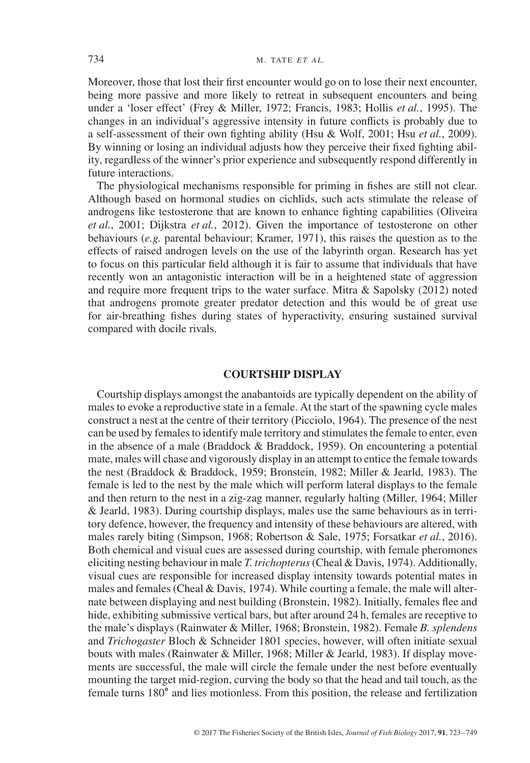Moreover, those that lost their first encounter would go on to lose their next encounter, being more passive and more likely to retreat in subsequent encounters and being under a 'loser effect' (Frey & Miller, 1972; Francis, 1983; Hollis *et al.*, 1995). The changes in an individual's aggressive intensity in future conflicts is probably due to a self-assessment of their own fighting ability (Hsu & Wolf, 2001; Hsu *et al.*, 2009). By winning or losing an individual adjusts how they perceive their fixed fighting ability, regardless of the winner's prior experience and subsequently respond differently in future interactions.

The physiological mechanisms responsible for priming in fishes are still not clear. Although based on hormonal studies on cichlids, such acts stimulate the release of androgens like testosterone that are known to enhance fighting capabilities (Oliveira *et al.*, 2001; Dijkstra *et al.*, 2012). Given the importance of testosterone on other behaviours (*e.g.* parental behaviour; Kramer, 1971), this raises the question as to the effects of raised androgen levels on the use of the labyrinth organ. Research has yet to focus on this particular field although it is fair to assume that individuals that have recently won an antagonistic interaction will be in a heightened state of aggression and require more frequent trips to the water surface. Mitra & Sapolsky (2012) noted that androgens promote greater predator detection and this would be of great use for air-breathing fishes during states of hyperactivity, ensuring sustained survival compared with docile rivals.

## COURTSHIP DISPLAY

Courtship displays amongst the anabantoids are typically dependent on the ability of males to evoke a reproductive state in a female. At the start of the spawning cycle males construct a nest at the centre of their territory (Picciolo, 1964). The presence of the nest can be used by females to identify male territory and stimulates the female to enter, even in the absence of a male (Braddock & Braddock, 1959). On encountering a potential mate, males will chase and vigorously display in an attempt to entice the female towards the nest (Braddock & Braddock, 1959; Bronstein, 1982; Miller & Jearld, 1983). The female is led to the nest by the male which will perform lateral displays to the female and then return to the nest in a zig-zag manner, regularly halting (Miller, 1964; Miller & Jearld, 1983). During courtship displays, males use the same behaviours as in territory defence, however, the frequency and intensity of these behaviours are altered, with males rarely biting (Simpson, 1968; Robertson & Sale, 1975; Forsatkar *et al.*, 2016). Both chemical and visual cues are assessed during courtship, with female pheromones eliciting nesting behaviour in male *T. trichopterus* (Cheal & Davis, 1974). Additionally, visual cues are responsible for increased display intensity towards potential mates in males and females (Cheal & Davis, 1974). While courting a female, the male will alternate between displaying and nest building (Bronstein, 1982). Initially, females flee and hide, exhibiting submissive vertical bars, but after around 24 h, females are receptive to the male's displays (Rainwater & Miller, 1968; Bronstein, 1982). Female *B. splendens* and *Trichogaster* Bloch & Schneider 1801 species, however, will often initiate sexual bouts with males (Rainwater & Miller, 1968; Miller & Jearld, 1983). If display movements are successful, the male will circle the female under the nest before eventually mounting the target mid-region, curving the body so that the head and tail touch, as the female turns 180° and lies motionless. From this position, the release and fertilization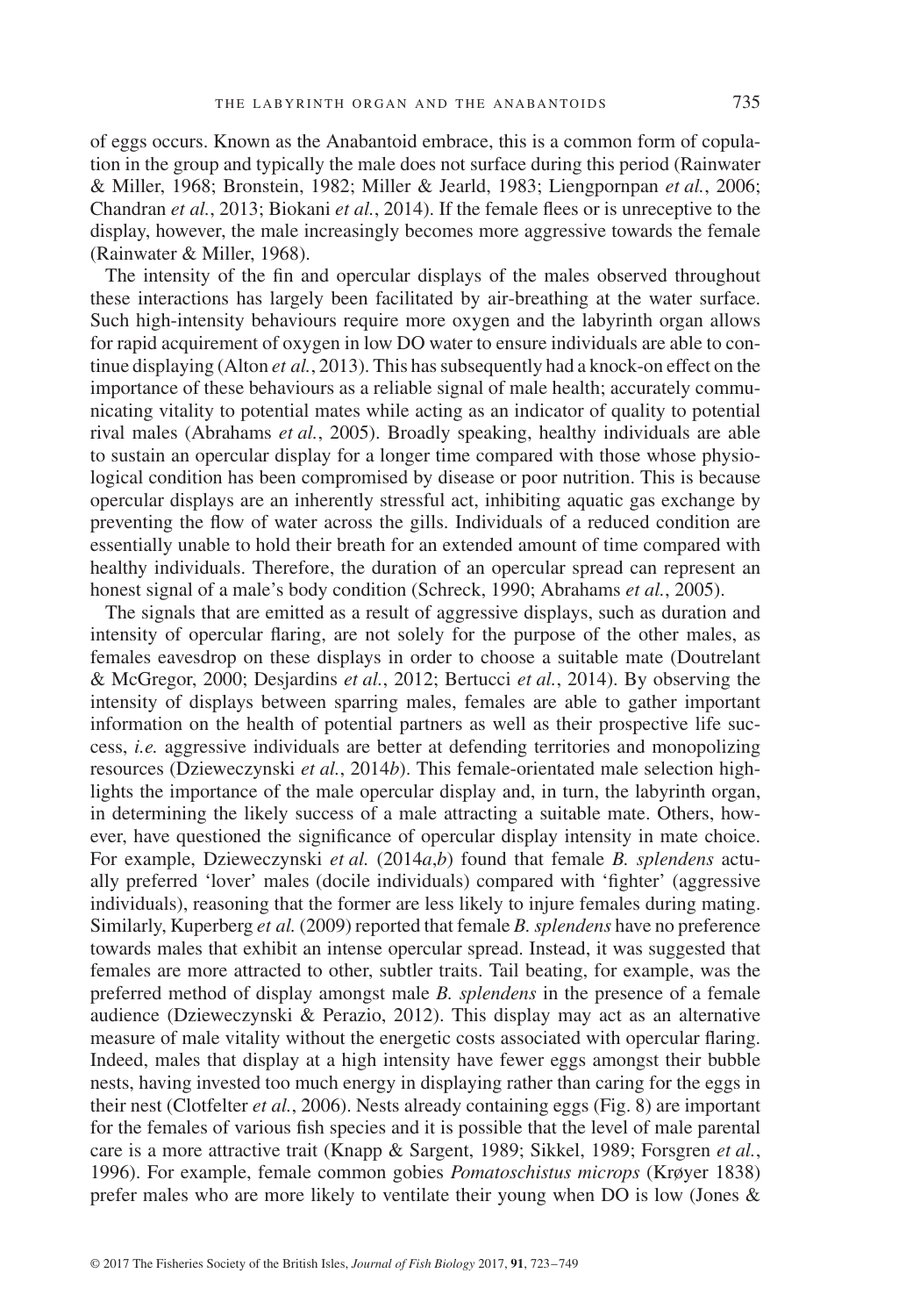of eggs occurs. Known as the Anabantoid embrace, this is a common form of copulation in the group and typically the male does not surface during this period (Rainwater & Miller, 1968; Bronstein, 1982; Miller & Jearld, 1983; Liengpornpan *et al.*, 2006; Chandran *et al.*, 2013; Biokani *et al.*, 2014). If the female flees or is unreceptive to the display, however, the male increasingly becomes more aggressive towards the female (Rainwater & Miller, 1968).

The intensity of the fin and opercular displays of the males observed throughout these interactions has largely been facilitated by air-breathing at the water surface. Such high-intensity behaviours require more oxygen and the labyrinth organ allows for rapid acquirement of oxygen in low DO water to ensure individuals are able to continue displaying (Alton *et al.*, 2013). This has subsequently had a knock-on effect on the importance of these behaviours as a reliable signal of male health; accurately communicating vitality to potential mates while acting as an indicator of quality to potential rival males (Abrahams *et al.*, 2005). Broadly speaking, healthy individuals are able to sustain an opercular display for a longer time compared with those whose physiological condition has been compromised by disease or poor nutrition. This is because opercular displays are an inherently stressful act, inhibiting aquatic gas exchange by preventing the flow of water across the gills. Individuals of a reduced condition are essentially unable to hold their breath for an extended amount of time compared with healthy individuals. Therefore, the duration of an opercular spread can represent an honest signal of a male's body condition (Schreck, 1990; Abrahams *et al.*, 2005).

The signals that are emitted as a result of aggressive displays, such as duration and intensity of opercular flaring, are not solely for the purpose of the other males, as females eavesdrop on these displays in order to choose a suitable mate (Doutrelant & McGregor, 2000; Desjardins *et al.*, 2012; Bertucci *et al.*, 2014). By observing the intensity of displays between sparring males, females are able to gather important information on the health of potential partners as well as their prospective life success, *i.e.* aggressive individuals are better at defending territories and monopolizing resources (Dzieweczynski *et al.*, 2014*b*). This female-orientated male selection highlights the importance of the male opercular display and, in turn, the labyrinth organ, in determining the likely success of a male attracting a suitable mate. Others, however, have questioned the significance of opercular display intensity in mate choice. For example, Dzieweczynski *et al.* (2014*a*,*b*) found that female *B. splendens* actually preferred 'lover' males (docile individuals) compared with 'fighter' (aggressive individuals), reasoning that the former are less likely to injure females during mating. Similarly, Kuperberg *et al.* (2009) reported that female *B. splendens* have no preference towards males that exhibit an intense opercular spread. Instead, it was suggested that females are more attracted to other, subtler traits. Tail beating, for example, was the preferred method of display amongst male *B. splendens* in the presence of a female audience (Dzieweczynski & Perazio, 2012). This display may act as an alternative measure of male vitality without the energetic costs associated with opercular flaring. Indeed, males that display at a high intensity have fewer eggs amongst their bubble nests, having invested too much energy in displaying rather than caring for the eggs in their nest (Clotfelter *et al.*, 2006). Nests already containing eggs (Fig. 8) are important for the females of various fish species and it is possible that the level of male parental care is a more attractive trait (Knapp & Sargent, 1989; Sikkel, 1989; Forsgren *et al.*, 1996). For example, female common gobies *Pomatoschistus microps* (Krøyer 1838) prefer males who are more likely to ventilate their young when DO is low (Jones &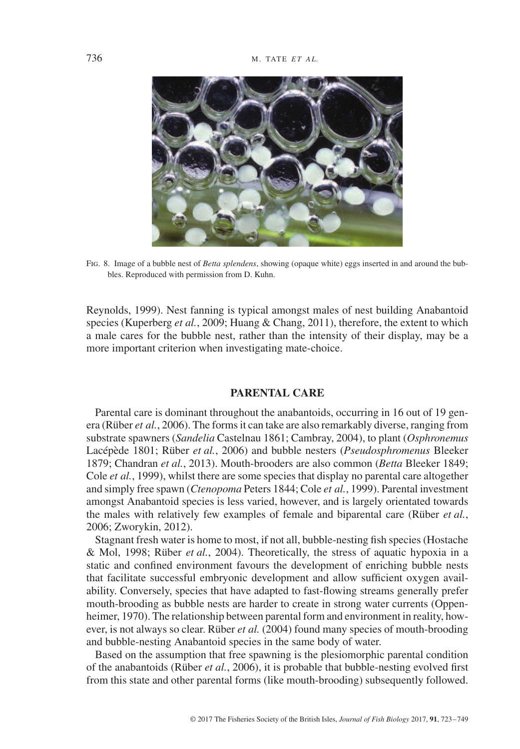Fig. 8. Image of a bubble nest of *Betta splendens*, showing (opaque white) eggs inserted in and around the bubbles. Reproduced with permission from D. Kuhn.

Reynolds, 1999). Nest fanning is typical amongst males of nest building Anabantoid species (Kuperberg *et al.*, 2009; Huang & Chang, 2011), therefore, the extent to which a male cares for the bubble nest, rather than the intensity of their display, may be a more important criterion when investigating mate-choice.

## PARENTAL CARE

Parental care is dominant throughout the anabantoids, occurring in 16 out of 19 genera (Rüber *et al.*, 2006). The forms it can take are also remarkably diverse, ranging from substrate spawners (*Sandelia* Castelnau 1861; Cambray, 2004), to plant (*Osphronemus* Lacépède 1801; Rüber *et al.*, 2006) and bubble nesters (*Pseudosphromenus* Bleeker 1879; Chandran *et al.*, 2013). Mouth-brooders are also common (*Betta* Bleeker 1849; Cole *et al.*, 1999), whilst there are some species that display no parental care altogether and simply free spawn (*Ctenopoma* Peters 1844; Cole *et al.*, 1999). Parental investment amongst Anabantoid species is less varied, however, and is largely orientated towards the males with relatively few examples of female and biparental care (Rüber *et al.*, 2006; Zworykin, 2012).

Stagnant fresh water is home to most, if not all, bubble-nesting fish species (Hostache & Mol, 1998; Rüber *et al.*, 2004). Theoretically, the stress of aquatic hypoxia in a static and confined environment favours the development of enriching bubble nests that facilitate successful embryonic development and allow sufficient oxygen availability. Conversely, species that have adapted to fast-flowing streams generally prefer mouth-brooding as bubble nests are harder to create in strong water currents (Oppenheimer, 1970). The relationship between parental form and environment in reality, however, is not always so clear. Rüber *et al.* (2004) found many species of mouth-brooding and bubble-nesting Anabantoid species in the same body of water.

Based on the assumption that free spawning is the plesiomorphic parental condition of the anabantoids (Rüber *et al.*, 2006), it is probable that bubble-nesting evolved first from this state and other parental forms (like mouth-brooding) subsequently followed.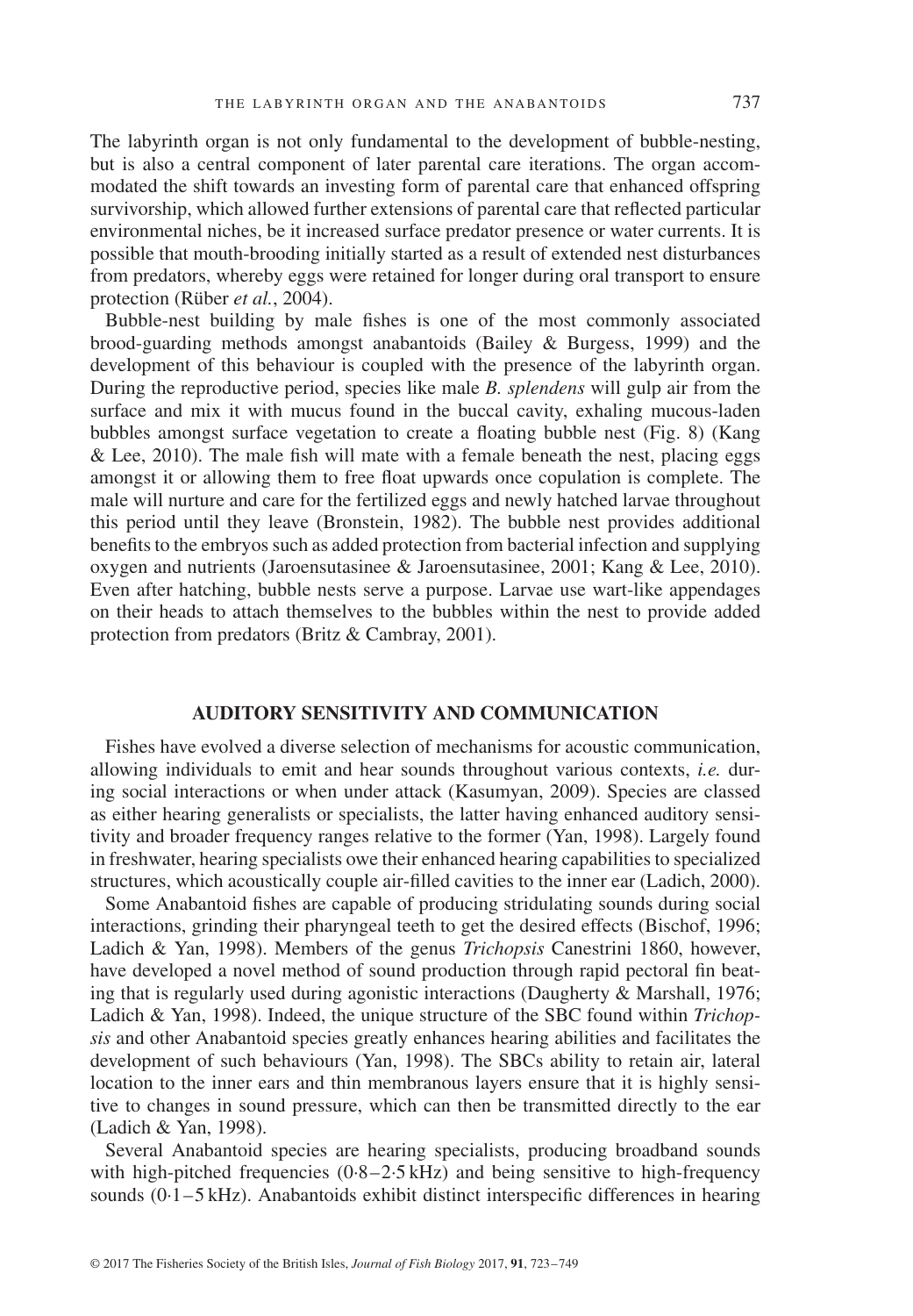The labyrinth organ is not only fundamental to the development of bubble-nesting, but is also a central component of later parental care iterations. The organ accommodated the shift towards an investing form of parental care that enhanced offspring survivorship, which allowed further extensions of parental care that reflected particular environmental niches, be it increased surface predator presence or water currents. It is possible that mouth-brooding initially started as a result of extended nest disturbances from predators, whereby eggs were retained for longer during oral transport to ensure protection (Rüber *et al.*, 2004).

Bubble-nest building by male fishes is one of the most commonly associated brood-guarding methods amongst anabantoids (Bailey & Burgess, 1999) and the development of this behaviour is coupled with the presence of the labyrinth organ. During the reproductive period, species like male *B. splendens* will gulp air from the surface and mix it with mucus found in the buccal cavity, exhaling mucous-laden bubbles amongst surface vegetation to create a floating bubble nest (Fig. 8) (Kang & Lee, 2010). The male fish will mate with a female beneath the nest, placing eggs amongst it or allowing them to free float upwards once copulation is complete. The male will nurture and care for the fertilized eggs and newly hatched larvae throughout this period until they leave (Bronstein, 1982). The bubble nest provides additional benefits to the embryos such as added protection from bacterial infection and supplying oxygen and nutrients (Jaroensutasinee & Jaroensutasinee, 2001; Kang & Lee, 2010). Even after hatching, bubble nests serve a purpose. Larvae use wart-like appendages on their heads to attach themselves to the bubbles within the nest to provide added protection from predators (Britz & Cambray, 2001).

## AUDITORY SENSITIVITY AND COMMUNICATION

Fishes have evolved a diverse selection of mechanisms for acoustic communication, allowing individuals to emit and hear sounds throughout various contexts, *i.e.* during social interactions or when under attack (Kasumyan, 2009). Species are classed as either hearing generalists or specialists, the latter having enhanced auditory sensitivity and broader frequency ranges relative to the former (Yan, 1998). Largely found in freshwater, hearing specialists owe their enhanced hearing capabilities to specialized structures, which acoustically couple air-filled cavities to the inner ear (Ladich, 2000).

Some Anabantoid fishes are capable of producing stridulating sounds during social interactions, grinding their pharyngeal teeth to get the desired effects (Bischof, 1996; Ladich & Yan, 1998). Members of the genus *Trichopsis* Canestrini 1860, however, have developed a novel method of sound production through rapid pectoral fin beating that is regularly used during agonistic interactions (Daugherty & Marshall, 1976; Ladich & Yan, 1998). Indeed, the unique structure of the SBC found within *Trichopsis* and other Anabantoid species greatly enhances hearing abilities and facilitates the development of such behaviours (Yan, 1998). The SBCs ability to retain air, lateral location to the inner ears and thin membranous layers ensure that it is highly sensitive to changes in sound pressure, which can then be transmitted directly to the ear (Ladich & Yan, 1998).

Several Anabantoid species are hearing specialists, producing broadband sounds with high-pitched frequencies (0·8–2·5 kHz) and being sensitive to high-frequency sounds (0·1–5 kHz). Anabantoids exhibit distinct interspecific differences in hearing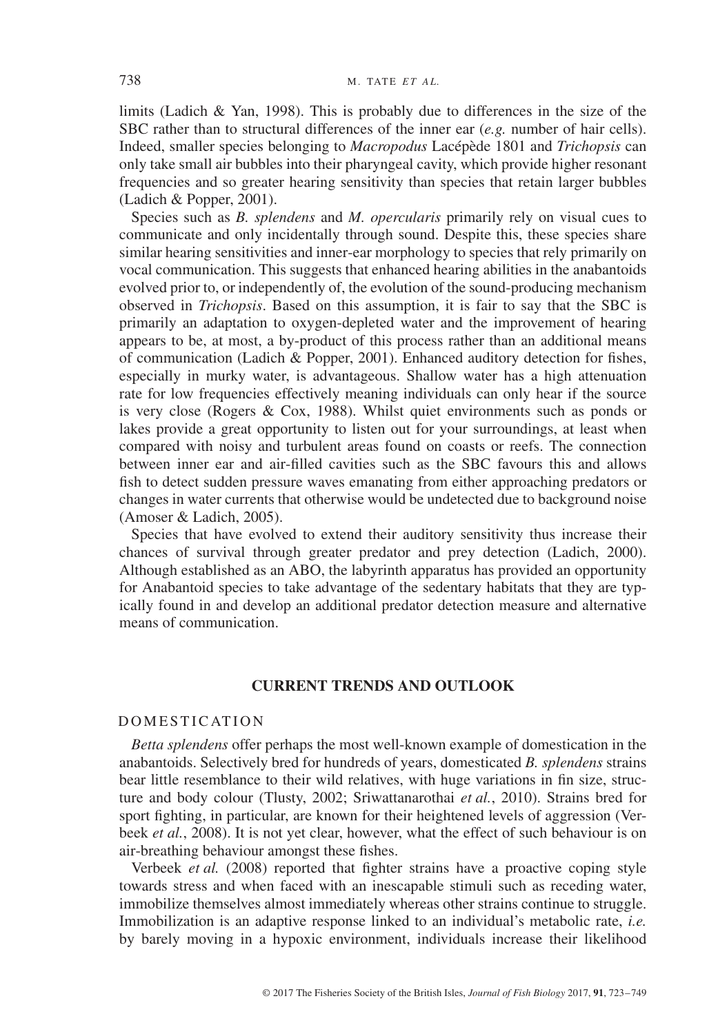limits (Ladich & Yan, 1998). This is probably due to differences in the size of the SBC rather than to structural differences of the inner ear (*e.g.* number of hair cells). Indeed, smaller species belonging to *Macropodus* Lacépède 1801 and *Trichopsis* can only take small air bubbles into their pharyngeal cavity, which provide higher resonant frequencies and so greater hearing sensitivity than species that retain larger bubbles (Ladich & Popper, 2001).

Species such as *B. splendens* and *M. opercularis* primarily rely on visual cues to communicate and only incidentally through sound. Despite this, these species share similar hearing sensitivities and inner-ear morphology to species that rely primarily on vocal communication. This suggests that enhanced hearing abilities in the anabantoids evolved prior to, or independently of, the evolution of the sound-producing mechanism observed in *Trichopsis*. Based on this assumption, it is fair to say that the SBC is primarily an adaptation to oxygen-depleted water and the improvement of hearing appears to be, at most, a by-product of this process rather than an additional means of communication (Ladich & Popper, 2001). Enhanced auditory detection for fishes, especially in murky water, is advantageous. Shallow water has a high attenuation rate for low frequencies effectively meaning individuals can only hear if the source is very close (Rogers & Cox, 1988). Whilst quiet environments such as ponds or lakes provide a great opportunity to listen out for your surroundings, at least when compared with noisy and turbulent areas found on coasts or reefs. The connection between inner ear and air-filled cavities such as the SBC favours this and allows fish to detect sudden pressure waves emanating from either approaching predators or changes in water currents that otherwise would be undetected due to background noise (Amoser & Ladich, 2005).

Species that have evolved to extend their auditory sensitivity thus increase their chances of survival through greater predator and prey detection (Ladich, 2000). Although established as an ABO, the labyrinth apparatus has provided an opportunity for Anabantoid species to take advantage of the sedentary habitats that they are typically found in and develop an additional predator detection measure and alternative means of communication.

## CURRENT TRENDS AND OUTLOOK

### DOMESTICATION

*Betta splendens* offer perhaps the most well-known example of domestication in the anabantoids. Selectively bred for hundreds of years, domesticated *B. splendens* strains bear little resemblance to their wild relatives, with huge variations in fin size, structure and body colour (Tlusty, 2002; Sriwattanarothai *et al.*, 2010). Strains bred for sport fighting, in particular, are known for their heightened levels of aggression (Verbeek *et al.*, 2008). It is not yet clear, however, what the effect of such behaviour is on air-breathing behaviour amongst these fishes.

Verbeek *et al.* (2008) reported that fighter strains have a proactive coping style towards stress and when faced with an inescapable stimuli such as receding water, immobilize themselves almost immediately whereas other strains continue to struggle. Immobilization is an adaptive response linked to an individual's metabolic rate, *i.e.* by barely moving in a hypoxic environment, individuals increase their likelihood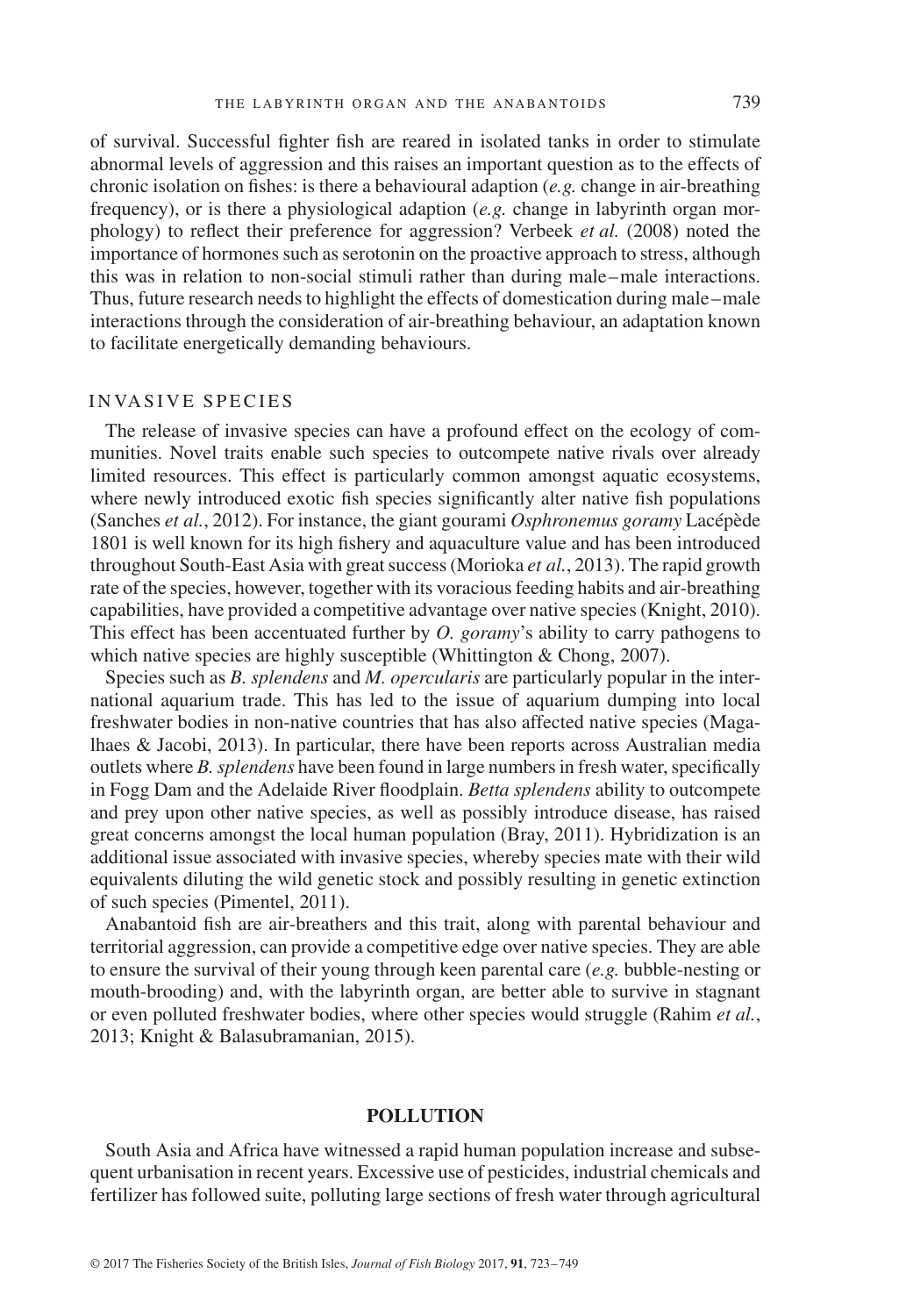of survival. Successful fighter fish are reared in isolated tanks in order to stimulate abnormal levels of aggression and this raises an important question as to the effects of chronic isolation on fishes: is there a behavioural adaption (*e.g.* change in air-breathing frequency), or is there a physiological adaption (*e.g.* change in labyrinth organ morphology) to reflect their preference for aggression? Verbeek *et al.* (2008) noted the importance of hormones such as serotonin on the proactive approach to stress, although this was in relation to non-social stimuli rather than during male–male interactions. Thus, future research needs to highlight the effects of domestication during male–male interactions through the consideration of air-breathing behaviour, an adaptation known to facilitate energetically demanding behaviours.

### INVASIVE SPECIES

The release of invasive species can have a profound effect on the ecology of communities. Novel traits enable such species to outcompete native rivals over already limited resources. This effect is particularly common amongst aquatic ecosystems, where newly introduced exotic fish species significantly alter native fish populations (Sanches *et al.*, 2012). For instance, the giant gourami *Osphronemus goramy* Lacépède 1801 is well known for its high fishery and aquaculture value and has been introduced throughout South-East Asia with great success (Morioka *et al.*, 2013). The rapid growth rate of the species, however, together with its voracious feeding habits and air-breathing capabilities, have provided a competitive advantage over native species (Knight, 2010). This effect has been accentuated further by *O. goramy*'s ability to carry pathogens to which native species are highly susceptible (Whittington & Chong, 2007).

Species such as *B. splendens* and *M. opercularis* are particularly popular in the international aquarium trade. This has led to the issue of aquarium dumping into local freshwater bodies in non-native countries that has also affected native species (Magalhaes & Jacobi, 2013). In particular, there have been reports across Australian media outlets where *B. splendens* have been found in large numbers in fresh water, specifically in Fogg Dam and the Adelaide River floodplain. *Betta splendens* ability to outcompete and prey upon other native species, as well as possibly introduce disease, has raised great concerns amongst the local human population (Bray, 2011). Hybridization is an additional issue associated with invasive species, whereby species mate with their wild equivalents diluting the wild genetic stock and possibly resulting in genetic extinction of such species (Pimentel, 2011).

Anabantoid fish are air-breathers and this trait, along with parental behaviour and territorial aggression, can provide a competitive edge over native species. They are able to ensure the survival of their young through keen parental care (*e.g.* bubble-nesting or mouth-brooding) and, with the labyrinth organ, are better able to survive in stagnant or even polluted freshwater bodies, where other species would struggle (Rahim *et al.*, 2013; Knight & Balasubramanian, 2015).

## POLLUTION

South Asia and Africa have witnessed a rapid human population increase and subsequent urbanisation in recent years. Excessive use of pesticides, industrial chemicals and fertilizer has followed suite, polluting large sections of fresh water through agricultural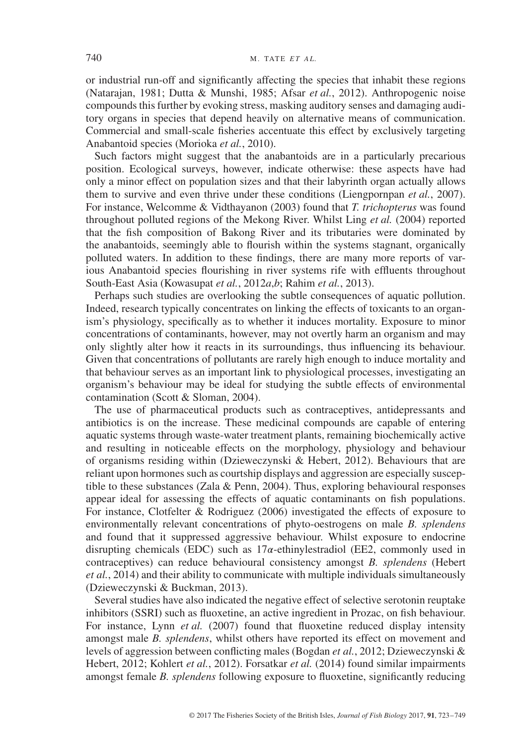or industrial run-off and significantly affecting the species that inhabit these regions (Natarajan, 1981; Dutta & Munshi, 1985; Afsar *et al.*, 2012). Anthropogenic noise compounds this further by evoking stress, masking auditory senses and damaging auditory organs in species that depend heavily on alternative means of communication. Commercial and small-scale fisheries accentuate this effect by exclusively targeting Anabantoid species (Morioka *et al.*, 2010).

Such factors might suggest that the anabantoids are in a particularly precarious position. Ecological surveys, however, indicate otherwise: these aspects have had only a minor effect on population sizes and that their labyrinth organ actually allows them to survive and even thrive under these conditions (Liengpornpan *et al.*, 2007). For instance, Welcomme & Vidthayanon (2003) found that *T. trichopterus* was found throughout polluted regions of the Mekong River. Whilst Ling *et al.* (2004) reported that the fish composition of Bakong River and its tributaries were dominated by the anabantoids, seemingly able to flourish within the systems stagnant, organically polluted waters. In addition to these findings, there are many more reports of various Anabantoid species flourishing in river systems rife with effluents throughout South-East Asia (Kowasupat *et al.*, 2012*a*,*b*; Rahim *et al.*, 2013).

Perhaps such studies are overlooking the subtle consequences of aquatic pollution. Indeed, research typically concentrates on linking the effects of toxicants to an organism's physiology, specifically as to whether it induces mortality. Exposure to minor concentrations of contaminants, however, may not overtly harm an organism and may only slightly alter how it reacts in its surroundings, thus influencing its behaviour. Given that concentrations of pollutants are rarely high enough to induce mortality and that behaviour serves as an important link to physiological processes, investigating an organism's behaviour may be ideal for studying the subtle effects of environmental contamination (Scott & Sloman, 2004).

The use of pharmaceutical products such as contraceptives, antidepressants and antibiotics is on the increase. These medicinal compounds are capable of entering aquatic systems through waste-water treatment plants, remaining biochemically active and resulting in noticeable effects on the morphology, physiology and behaviour of organisms residing within (Dzieweczynski & Hebert, 2012). Behaviours that are reliant upon hormones such as courtship displays and aggression are especially susceptible to these substances (Zala & Penn, 2004). Thus, exploring behavioural responses appear ideal for assessing the effects of aquatic contaminants on fish populations. For instance, Clotfelter & Rodriguez (2006) investigated the effects of exposure to environmentally relevant concentrations of phyto-oestrogens on male *B. splendens* and found that it suppressed aggressive behaviour. Whilst exposure to endocrine disrupting chemicals (EDC) such as 17$\alpha$-ethinylestradiol (EE2, commonly used in contraceptives) can reduce behavioural consistency amongst *B. splendens* (Hebert *et al.*, 2014) and their ability to communicate with multiple individuals simultaneously (Dzieweczynski & Buckman, 2013).

Several studies have also indicated the negative effect of selective serotonin reuptake inhibitors (SSRI) such as fluoxetine, an active ingredient in Prozac, on fish behaviour. For instance, Lynn *et al.* (2007) found that fluoxetine reduced display intensity amongst male *B. splendens*, whilst others have reported its effect on movement and levels of aggression between conflicting males (Bogdan *et al.*, 2012; Dzieweczynski & Hebert, 2012; Kohlert *et al.*, 2012). Forsatkar *et al.* (2014) found similar impairments amongst female *B. splendens* following exposure to fluoxetine, significantly reducing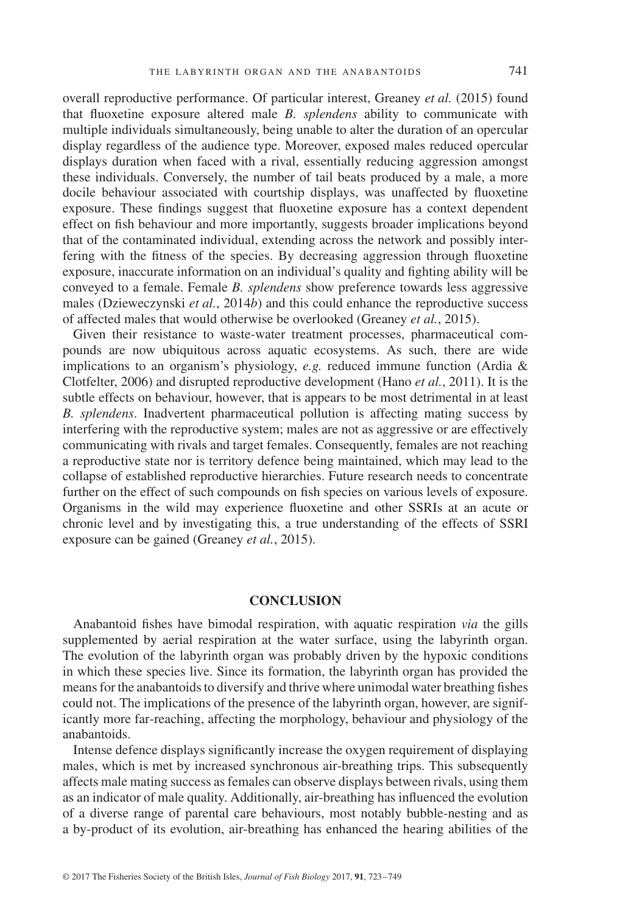overall reproductive performance. Of particular interest, Greaney *et al.* (2015) found that fluoxetine exposure altered male *B. splendens* ability to communicate with multiple individuals simultaneously, being unable to alter the duration of an opercular display regardless of the audience type. Moreover, exposed males reduced opercular displays duration when faced with a rival, essentially reducing aggression amongst these individuals. Conversely, the number of tail beats produced by a male, a more docile behaviour associated with courtship displays, was unaffected by fluoxetine exposure. These findings suggest that fluoxetine exposure has a context dependent effect on fish behaviour and more importantly, suggests broader implications beyond that of the contaminated individual, extending across the network and possibly interfering with the fitness of the species. By decreasing aggression through fluoxetine exposure, inaccurate information on an individual's quality and fighting ability will be conveyed to a female. Female *B. splendens* show preference towards less aggressive males (Dzieweczynski *et al.*, 2014*b*) and this could enhance the reproductive success of affected males that would otherwise be overlooked (Greaney *et al.*, 2015).

Given their resistance to waste-water treatment processes, pharmaceutical compounds are now ubiquitous across aquatic ecosystems. As such, there are wide implications to an organism's physiology, *e.g.* reduced immune function (Ardia & Clotfelter, 2006) and disrupted reproductive development (Hano *et al.*, 2011). It is the subtle effects on behaviour, however, that is appears to be most detrimental in at least *B. splendens*. Inadvertent pharmaceutical pollution is affecting mating success by interfering with the reproductive system; males are not as aggressive or are effectively communicating with rivals and target females. Consequently, females are not reaching a reproductive state nor is territory defence being maintained, which may lead to the collapse of established reproductive hierarchies. Future research needs to concentrate further on the effect of such compounds on fish species on various levels of exposure. Organisms in the wild may experience fluoxetine and other SSRIs at an acute or chronic level and by investigating this, a true understanding of the effects of SSRI exposure can be gained (Greaney *et al.*, 2015).

## CONCLUSION

Anabantoid fishes have bimodal respiration, with aquatic respiration *via* the gills supplemented by aerial respiration at the water surface, using the labyrinth organ. The evolution of the labyrinth organ was probably driven by the hypoxic conditions in which these species live. Since its formation, the labyrinth organ has provided the means for the anabantoids to diversify and thrive where unimodal water breathing fishes could not. The implications of the presence of the labyrinth organ, however, are significantly more far-reaching, affecting the morphology, behaviour and physiology of the anabantoids.

Intense defence displays significantly increase the oxygen requirement of displaying males, which is met by increased synchronous air-breathing trips. This subsequently affects male mating success as females can observe displays between rivals, using them as an indicator of male quality. Additionally, air-breathing has influenced the evolution of a diverse range of parental care behaviours, most notably bubble-nesting and as a by-product of its evolution, air-breathing has enhanced the hearing abilities of the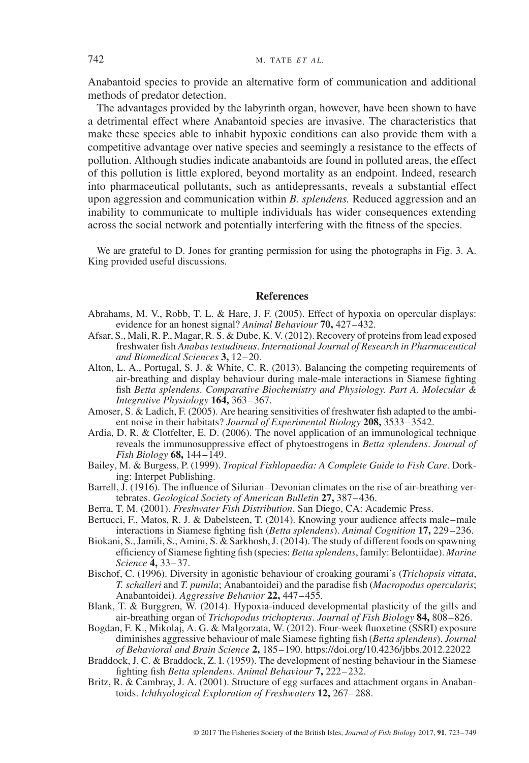Anabantoid species to provide an alternative form of communication and additional methods of predator detection.

The advantages provided by the labyrinth organ, however, have been shown to have a detrimental effect where Anabantoid species are invasive. The characteristics that make these species able to inhabit hypoxic conditions can also provide them with a competitive advantage over native species and seemingly a resistance to the effects of pollution. Although studies indicate anabantoids are found in polluted areas, the effect of this pollution is little explored, beyond mortality as an endpoint. Indeed, research into pharmaceutical pollutants, such as antidepressants, reveals a substantial effect upon aggression and communication within *B. splendens.* Reduced aggression and an inability to communicate to multiple individuals has wider consequences extending across the social network and potentially interfering with the fitness of the species.

We are grateful to D. Jones for granting permission for using the photographs in Fig. 3. A. King provided useful discussions.

## References

Abrahams, M. V., Robb, T. L. & Hare, J. F. (2005). Effect of hypoxia on opercular displays: evidence for an honest signal? *Animal Behaviour* **70,** 427–432.

Afsar, S., Mali, R. P., Magar, R. S. & Dube, K. V. (2012). Recovery of proteins from lead exposed freshwater fish *Anabas testudineus*. *International Journal of Research in Pharmaceutical and Biomedical Sciences* **3,** 12–20.

Alton, L. A., Portugal, S. J. & White, C. R. (2013). Balancing the competing requirements of air-breathing and display behaviour during male-male interactions in Siamese fighting fish *Betta splendens*. *Comparative Biochemistry and Physiology. Part A, Molecular & Integrative Physiology* **164,** 363–367.

Amoser, S. & Ladich, F. (2005). Are hearing sensitivities of freshwater fish adapted to the ambient noise in their habitats? *Journal of Experimental Biology* **208,** 3533–3542.

Ardia, D. R. & Clotfelter, E. D. (2006). The novel application of an immunological technique reveals the immunosuppressive effect of phytoestrogens in *Betta splendens*. *Journal of Fish Biology* **68,** 144–149.

Bailey, M. & Burgess, P. (1999). *Tropical Fishlopaedia: A Complete Guide to Fish Care*. Dorking: Interpet Publishing.

Barrell, J. (1916). The influence of Silurian–Devonian climates on the rise of air-breathing vertebrates. *Geological Society of American Bulletin* **27,** 387–436.

Berra, T. M. (2001). *Freshwater Fish Distribution*. San Diego, CA: Academic Press.

Bertucci, F., Matos, R. J. & Dabelsteen, T. (2014). Knowing your audience affects male–male interactions in Siamese fighting fish (*Betta splendens*). *Animal Cognition* **17,** 229–236.

Biokani, S., Jamili, S., Amini, S. & Sarkhosh, J. (2014). The study of different foods on spawning efficiency of Siamese fighting fish (species: *Betta splendens*, family: Belontiidae). *Marine Science* **4,** 33–37.

Bischof, C. (1996). Diversity in agonistic behaviour of croaking gourami's (*Trichopsis vittata*, *T. schalleri* and *T. pumila*; Anabantoidei) and the paradise fish (*Macropodus opercularis*; Anabantoidei). *Aggressive Behavior* **22,** 447–455.

Blank, T. & Burggren, W. (2014). Hypoxia-induced developmental plasticity of the gills and air-breathing organ of *Trichopodus trichopterus*. *Journal of Fish Biology* **84,** 808–826.

Bogdan, F. K., Mikolaj, A. G. & Malgorzata, W. (2012). Four-week fluoxetine (SSRI) exposure diminishes aggressive behaviour of male Siamese fighting fish (*Betta splendens*). *Journal of Behavioral and Brain Science* **2,** 185–190. https://doi.org/10.4236/jbbs.2012.22022

Braddock, J. C. & Braddock, Z. I. (1959). The development of nesting behaviour in the Siamese fighting fish *Betta splendens*. *Animal Behaviour* **7,** 222–232.

Britz, R. & Cambray, J. A. (2001). Structure of egg surfaces and attachment organs in Anabantoids. *Ichthyological Exploration of Freshwaters* **12,** 267–288.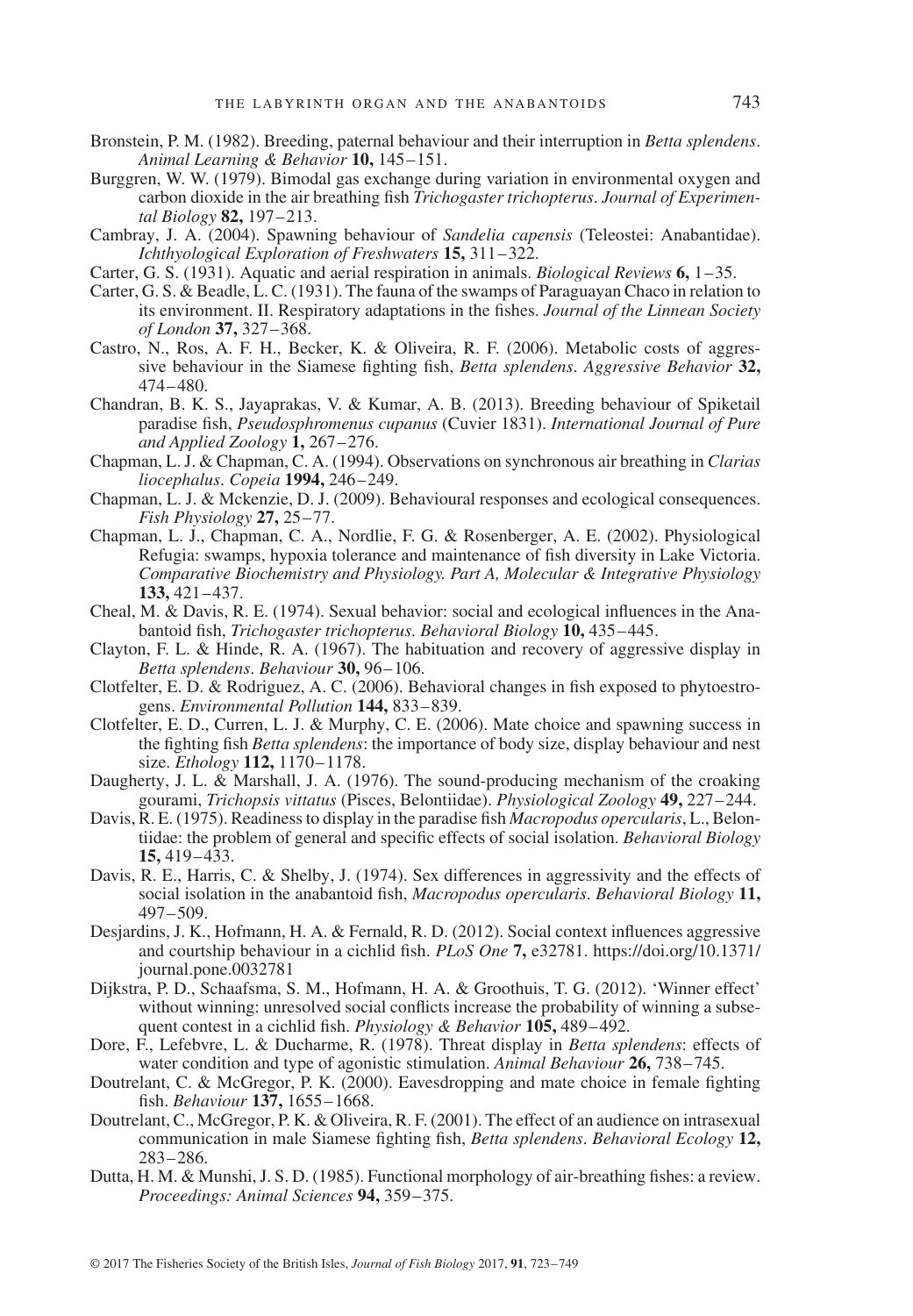Bronstein, P. M. (1982). Breeding, paternal behaviour and their interruption in *Betta splendens*. *Animal Learning & Behavior* **10,** 145–151.

Burggren, W. W. (1979). Bimodal gas exchange during variation in environmental oxygen and carbon dioxide in the air breathing fish *Trichogaster trichopterus*. *Journal of Experimental Biology* **82,** 197–213.

Cambray, J. A. (2004). Spawning behaviour of *Sandelia capensis* (Teleostei: Anabantidae). *Ichthyological Exploration of Freshwaters* **15,** 311–322.

Carter, G. S. (1931). Aquatic and aerial respiration in animals. *Biological Reviews* **6,** 1–35.

Carter, G. S. & Beadle, L. C. (1931). The fauna of the swamps of Paraguayan Chaco in relation to its environment. II. Respiratory adaptations in the fishes. *Journal of the Linnean Society of London* **37,** 327–368.

Castro, N., Ros, A. F. H., Becker, K. & Oliveira, R. F. (2006). Metabolic costs of aggressive behaviour in the Siamese fighting fish, *Betta splendens*. *Aggressive Behavior* **32,** 474–480.

Chandran, B. K. S., Jayaprakas, V. & Kumar, A. B. (2013). Breeding behaviour of Spiketail paradise fish, *Pseudosphromenus cupanus* (Cuvier 1831). *International Journal of Pure and Applied Zoology* **1,** 267–276.

Chapman, L. J. & Chapman, C. A. (1994). Observations on synchronous air breathing in *Clarias liocephalus*. *Copeia* **1994,** 246–249.

Chapman, L. J. & Mckenzie, D. J. (2009). Behavioural responses and ecological consequences. *Fish Physiology* **27,** 25–77.

Chapman, L. J., Chapman, C. A., Nordlie, F. G. & Rosenberger, A. E. (2002). Physiological Refugia: swamps, hypoxia tolerance and maintenance of fish diversity in Lake Victoria. *Comparative Biochemistry and Physiology. Part A, Molecular & Integrative Physiology* **133,** 421–437.

Cheal, M. & Davis, R. E. (1974). Sexual behavior: social and ecological influences in the Anabantoid fish, *Trichogaster trichopterus*. *Behavioral Biology* **10,** 435–445.

Clayton, F. L. & Hinde, R. A. (1967). The habituation and recovery of aggressive display in *Betta splendens*. *Behaviour* **30,** 96–106.

Clotfelter, E. D. & Rodriguez, A. C. (2006). Behavioral changes in fish exposed to phytoestrogens. *Environmental Pollution* **144,** 833–839.

Clotfelter, E. D., Curren, L. J. & Murphy, C. E. (2006). Mate choice and spawning success in the fighting fish *Betta splendens*: the importance of body size, display behaviour and nest size. *Ethology* **112,** 1170–1178.

Daugherty, J. L. & Marshall, J. A. (1976). The sound-producing mechanism of the croaking gourami, *Trichopsis vittatus* (Pisces, Belontiidae). *Physiological Zoology* **49,** 227–244.

Davis, R. E. (1975). Readiness to display in the paradise fish *Macropodus opercularis*, L., Belontiidae: the problem of general and specific effects of social isolation. *Behavioral Biology* **15,** 419–433.

Davis, R. E., Harris, C. & Shelby, J. (1974). Sex differences in aggressivity and the effects of social isolation in the anabantoid fish, *Macropodus opercularis*. *Behavioral Biology* **11,** 497–509.

Desjardins, J. K., Hofmann, H. A. & Fernald, R. D. (2012). Social context influences aggressive and courtship behaviour in a cichlid fish. *PLoS One* **7,** e32781. https://doi.org/10.1371/journal.pone.0032781

Dijkstra, P. D., Schaafsma, S. M., Hofmann, H. A. & Groothuis, T. G. (2012). 'Winner effect' without winning: unresolved social conflicts increase the probability of winning a subsequent contest in a cichlid fish. *Physiology & Behavior* **105,** 489–492.

Dore, F., Lefebvre, L. & Ducharme, R. (1978). Threat display in *Betta splendens*: effects of water condition and type of agonistic stimulation. *Animal Behaviour* **26,** 738–745.

Doutrelant, C. & McGregor, P. K. (2000). Eavesdropping and mate choice in female fighting fish. *Behaviour* **137,** 1655–1668.

Doutrelant, C., McGregor, P. K. & Oliveira, R. F. (2001). The effect of an audience on intrasexual communication in male Siamese fighting fish, *Betta splendens*. *Behavioral Ecology* **12,** 283–286.

Dutta, H. M. & Munshi, J. S. D. (1985). Functional morphology of air-breathing fishes: a review. *Proceedings: Animal Sciences* **94,** 359–375.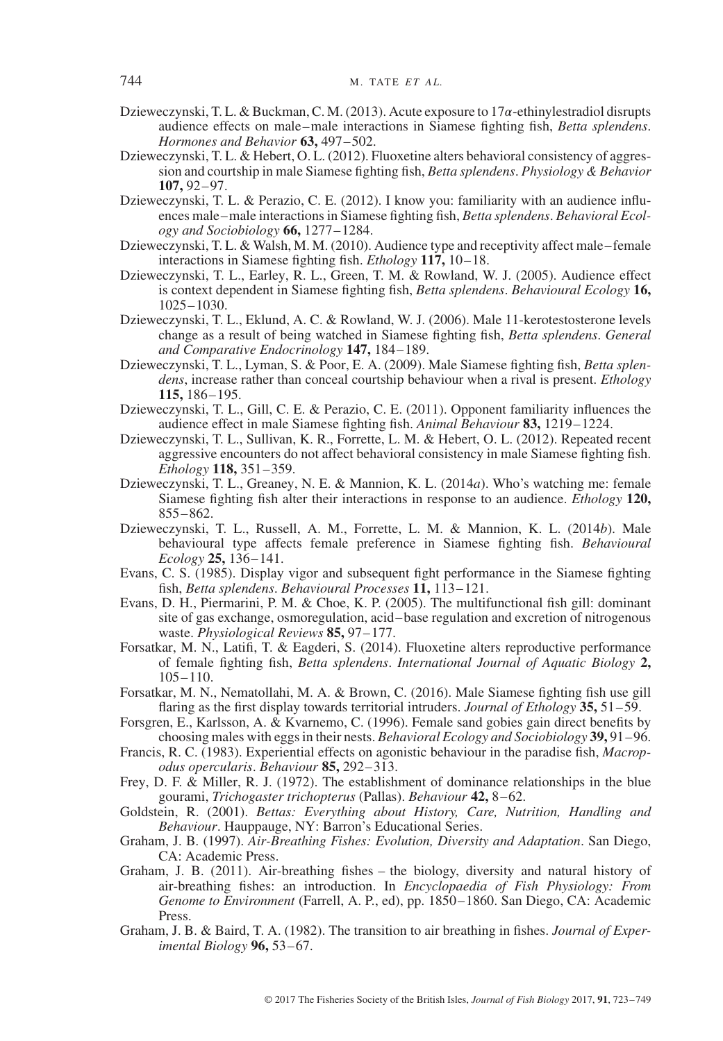Dzieweczynski, T. L. & Buckman, C. M. (2013). Acute exposure to 17$\alpha$-ethinylestradiol disrupts audience effects on male–male interactions in Siamese fighting fish, *Betta splendens*. *Hormones and Behavior* **63,** 497–502.

Dzieweczynski, T. L. & Hebert, O. L. (2012). Fluoxetine alters behavioral consistency of aggression and courtship in male Siamese fighting fish, *Betta splendens*. *Physiology & Behavior* **107,** 92–97.

Dzieweczynski, T. L. & Perazio, C. E. (2012). I know you: familiarity with an audience influences male–male interactions in Siamese fighting fish, *Betta splendens*. *Behavioral Ecology and Sociobiology* **66,** 1277–1284.

Dzieweczynski, T. L. & Walsh, M. M. (2010). Audience type and receptivity affect male–female interactions in Siamese fighting fish. *Ethology* **117,** 10–18.

Dzieweczynski, T. L., Earley, R. L., Green, T. M. & Rowland, W. J. (2005). Audience effect is context dependent in Siamese fighting fish, *Betta splendens*. *Behavioural Ecology* **16,** 1025–1030.

Dzieweczynski, T. L., Eklund, A. C. & Rowland, W. J. (2006). Male 11-kerotestosterone levels change as a result of being watched in Siamese fighting fish, *Betta splendens*. *General and Comparative Endocrinology* **147,** 184–189.

Dzieweczynski, T. L., Lyman, S. & Poor, E. A. (2009). Male Siamese fighting fish, *Betta splendens*, increase rather than conceal courtship behaviour when a rival is present. *Ethology* **115,** 186–195.

Dzieweczynski, T. L., Gill, C. E. & Perazio, C. E. (2011). Opponent familiarity influences the audience effect in male Siamese fighting fish. *Animal Behaviour* **83,** 1219–1224.

Dzieweczynski, T. L., Sullivan, K. R., Forrette, L. M. & Hebert, O. L. (2012). Repeated recent aggressive encounters do not affect behavioral consistency in male Siamese fighting fish. *Ethology* **118,** 351–359.

Dzieweczynski, T. L., Greaney, N. E. & Mannion, K. L. (2014*a*). Who's watching me: female Siamese fighting fish alter their interactions in response to an audience. *Ethology* **120,** 855–862.

Dzieweczynski, T. L., Russell, A. M., Forrette, L. M. & Mannion, K. L. (2014*b*). Male behavioural type affects female preference in Siamese fighting fish. *Behavioural Ecology* **25,** 136–141.

Evans, C. S. (1985). Display vigor and subsequent fight performance in the Siamese fighting fish, *Betta splendens*. *Behavioural Processes* **11,** 113–121.

Evans, D. H., Piermarini, P. M. & Choe, K. P. (2005). The multifunctional fish gill: dominant site of gas exchange, osmoregulation, acid–base regulation and excretion of nitrogenous waste. *Physiological Reviews* **85,** 97–177.

Forsatkar, M. N., Latifi, T. & Eagderi, S. (2014). Fluoxetine alters reproductive performance of female fighting fish, *Betta splendens*. *International Journal of Aquatic Biology* **2,** 105–110.

Forsatkar, M. N., Nematollahi, M. A. & Brown, C. (2016). Male Siamese fighting fish use gill flaring as the first display towards territorial intruders. *Journal of Ethology* **35,** 51–59.

Forsgren, E., Karlsson, A. & Kvarnemo, C. (1996). Female sand gobies gain direct benefits by choosing males with eggs in their nests. *Behavioral Ecology and Sociobiology* **39,** 91–96.

Francis, R. C. (1983). Experiential effects on agonistic behaviour in the paradise fish, *Macropodus opercularis*. *Behaviour* **85,** 292–313.

Frey, D. F. & Miller, R. J. (1972). The establishment of dominance relationships in the blue gourami, *Trichogaster trichopterus* (Pallas). *Behaviour* **42,** 8–62.

Goldstein, R. (2001). *Bettas: Everything about History, Care, Nutrition, Handling and Behaviour*. Hauppauge, NY: Barron's Educational Series.

Graham, J. B. (1997). *Air-Breathing Fishes: Evolution, Diversity and Adaptation*. San Diego, CA: Academic Press.

Graham, J. B. (2011). Air-breathing fishes – the biology, diversity and natural history of air-breathing fishes: an introduction. In *Encyclopaedia of Fish Physiology: From Genome to Environment* (Farrell, A. P., ed), pp. 1850–1860. San Diego, CA: Academic Press.

Graham, J. B. & Baird, T. A. (1982). The transition to air breathing in fishes. *Journal of Experimental Biology* **96,** 53–67.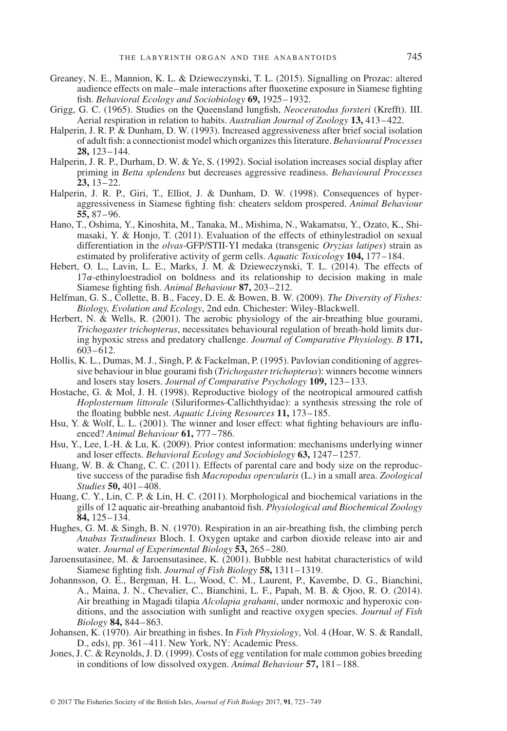Greaney, N. E., Mannion, K. L. & Dzieweczynski, T. L. (2015). Signalling on Prozac: altered audience effects on male–male interactions after fluoxetine exposure in Siamese fighting fish. *Behavioral Ecology and Sociobiology* **69,** 1925–1932.

Grigg, G. C. (1965). Studies on the Queensland lungfish, *Neoceratodus forsteri* (Krefft). III. Aerial respiration in relation to habits. *Australian Journal of Zoology* **13,** 413–422.

Halperin, J. R. P. & Dunham, D. W. (1993). Increased aggressiveness after brief social isolation of adult fish: a connectionist model which organizes this literature. *Behavioural Processes* **28,** 123–144.

Halperin, J. R. P., Durham, D. W. & Ye, S. (1992). Social isolation increases social display after priming in *Betta splendens* but decreases aggressive readiness. *Behavioural Processes* **23,** 13–22.

Halperin, J. R. P., Giri, T., Elliot, J. & Dunham, D. W. (1998). Consequences of hyper-aggressiveness in Siamese fighting fish: cheaters seldom prospered. *Animal Behaviour* **55,** 87–96.

Hano, T., Oshima, Y., Kinoshita, M., Tanaka, M., Mishima, N., Wakamatsu, Y., Ozato, K., Shimasaki, Y. & Honjo, T. (2011). Evaluation of the effects of ethinylestradiol on sexual differentiation in the *olvas*-GFP/STII-YI medaka (transgenic *Oryzias latipes*) strain as estimated by proliferative activity of germ cells. *Aquatic Toxicology* **104,** 177–184.

Hebert, O. L., Lavin, L. E., Marks, J. M. & Dzieweczynski, T. L. (2014). The effects of 17$\alpha$-ethinyloestradiol on boldness and its relationship to decision making in male Siamese fighting fish. *Animal Behaviour* **87,** 203–212.

Helfman, G. S., Collette, B. B., Facey, D. E. & Bowen, B. W. (2009). *The Diversity of Fishes: Biology, Evolution and Ecology*, 2nd edn. Chichester: Wiley-Blackwell.

Herbert, N. & Wells, R. (2001). The aerobic physiology of the air-breathing blue gourami, *Trichogaster trichopterus*, necessitates behavioural regulation of breath-hold limits during hypoxic stress and predatory challenge. *Journal of Comparative Physiology. B* **171,** 603–612.

Hollis, K. L., Dumas, M. J., Singh, P. & Fackelman, P. (1995). Pavlovian conditioning of aggressive behaviour in blue gourami fish (*Trichogaster trichopterus*): winners become winners and losers stay losers. *Journal of Comparative Psychology* **109,** 123–133.

Hostache, G. & Mol, J. H. (1998). Reproductive biology of the neotropical armoured catfish *Hoplosternum littorale* (Siluriformes-Callichthyidae): a synthesis stressing the role of the floating bubble nest. *Aquatic Living Resources* **11,** 173–185.

Hsu, Y. & Wolf, L. L. (2001). The winner and loser effect: what fighting behaviours are influenced? *Animal Behaviour* **61,** 777–786.

Hsu, Y., Lee, I.-H. & Lu, K. (2009). Prior contest information: mechanisms underlying winner and loser effects. *Behavioral Ecology and Sociobiology* **63,** 1247–1257.

Huang, W. B. & Chang, C. C. (2011). Effects of parental care and body size on the reproductive success of the paradise fish *Macropodus opercularis* (L.) in a small area. *Zoological Studies* **50,** 401–408.

Huang, C. Y., Lin, C. P. & Lin, H. C. (2011). Morphological and biochemical variations in the gills of 12 aquatic air-breathing anabantoid fish. *Physiological and Biochemical Zoology* **84,** 125–134.

Hughes, G. M. & Singh, B. N. (1970). Respiration in an air-breathing fish, the climbing perch *Anabas Testudineus* Bloch. I. Oxygen uptake and carbon dioxide release into air and water. *Journal of Experimental Biology* **53,** 265–280.

Jaroensutasinee, M. & Jaroensutasinee, K. (2001). Bubble nest habitat characteristics of wild Siamese fighting fish. *Journal of Fish Biology* **58,** 1311–1319.

Johannsson, O. E., Bergman, H. L., Wood, C. M., Laurent, P., Kavembe, D. G., Bianchini, A., Maina, J. N., Chevalier, C., Bianchini, L. F., Papah, M. B. & Ojoo, R. O. (2014). Air breathing in Magadi tilapia *Alcolapia grahami*, under normoxic and hyperoxic conditions, and the association with sunlight and reactive oxygen species. *Journal of Fish Biology* **84,** 844–863.

Johansen, K. (1970). Air breathing in fishes. In *Fish Physiology*, Vol. 4 (Hoar, W. S. & Randall, D., eds), pp. 361–411. New York, NY: Academic Press.

Jones, J. C. & Reynolds, J. D. (1999). Costs of egg ventilation for male common gobies breeding in conditions of low dissolved oxygen. *Animal Behaviour* **57,** 181–188.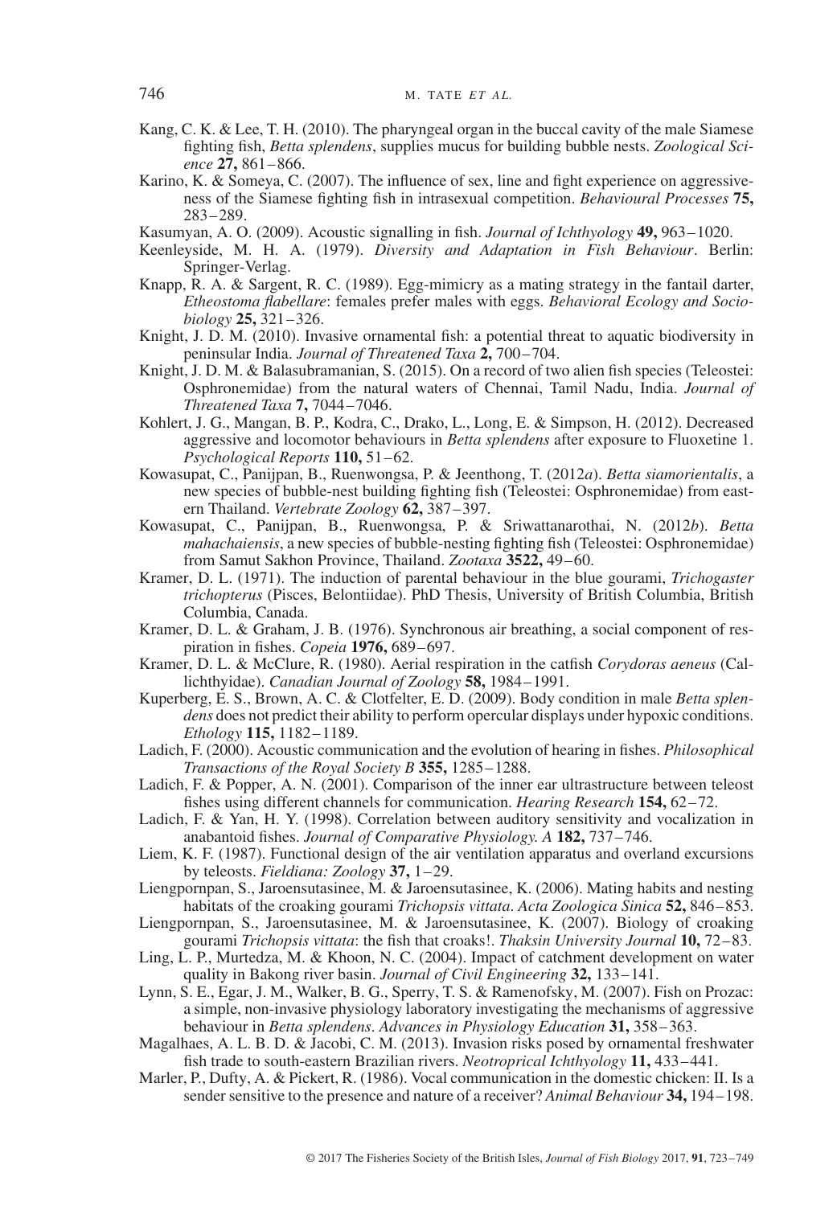Kang, C. K. & Lee, T. H. (2010). The pharyngeal organ in the buccal cavity of the male Siamese fighting fish, *Betta splendens*, supplies mucus for building bubble nests. *Zoological Science* **27,** 861–866.

Karino, K. & Someya, C. (2007). The influence of sex, line and fight experience on aggressiveness of the Siamese fighting fish in intrasexual competition. *Behavioural Processes* **75,** 283–289.

Kasumyan, A. O. (2009). Acoustic signalling in fish. *Journal of Ichthyology* **49,** 963–1020.

Keenleyside, M. H. A. (1979). *Diversity and Adaptation in Fish Behaviour*. Berlin: Springer-Verlag.

Knapp, R. A. & Sargent, R. C. (1989). Egg-mimicry as a mating strategy in the fantail darter, *Etheostoma flabellare*: females prefer males with eggs. *Behavioral Ecology and Sociobiology* **25,** 321–326.

Knight, J. D. M. (2010). Invasive ornamental fish: a potential threat to aquatic biodiversity in peninsular India. *Journal of Threatened Taxa* **2,** 700–704.

Knight, J. D. M. & Balasubramanian, S. (2015). On a record of two alien fish species (Teleostei: Osphronemidae) from the natural waters of Chennai, Tamil Nadu, India. *Journal of Threatened Taxa* **7,** 7044–7046.

Kohlert, J. G., Mangan, B. P., Kodra, C., Drako, L., Long, E. & Simpson, H. (2012). Decreased aggressive and locomotor behaviours in *Betta splendens* after exposure to Fluoxetine 1. *Psychological Reports* **110,** 51–62.

Kowasupat, C., Panijpan, B., Ruenwongsa, P. & Jeenthong, T. (2012*a*). *Betta siamorientalis*, a new species of bubble-nest building fighting fish (Teleostei: Osphronemidae) from eastern Thailand. *Vertebrate Zoology* **62,** 387–397.

Kowasupat, C., Panijpan, B., Ruenwongsa, P. & Sriwattanarothai, N. (2012*b*). *Betta mahachaiensis*, a new species of bubble-nesting fighting fish (Teleostei: Osphronemidae) from Samut Sakhon Province, Thailand. *Zootaxa* **3522,** 49–60.

Kramer, D. L. (1971). The induction of parental behaviour in the blue gourami, *Trichogaster trichopterus* (Pisces, Belontiidae). PhD Thesis, University of British Columbia, British Columbia, Canada.

Kramer, D. L. & Graham, J. B. (1976). Synchronous air breathing, a social component of respiration in fishes. *Copeia* **1976,** 689–697.

Kramer, D. L. & McClure, R. (1980). Aerial respiration in the catfish *Corydoras aeneus* (Callichthyidae). *Canadian Journal of Zoology* **58,** 1984–1991.

Kuperberg, E. S., Brown, A. C. & Clotfelter, E. D. (2009). Body condition in male *Betta splendens* does not predict their ability to perform opercular displays under hypoxic conditions. *Ethology* **115,** 1182–1189.

Ladich, F. (2000). Acoustic communication and the evolution of hearing in fishes. *Philosophical Transactions of the Royal Society B* **355,** 1285–1288.

Ladich, F. & Popper, A. N. (2001). Comparison of the inner ear ultrastructure between teleost fishes using different channels for communication. *Hearing Research* **154,** 62–72.

Ladich, F. & Yan, H. Y. (1998). Correlation between auditory sensitivity and vocalization in anabantoid fishes. *Journal of Comparative Physiology. A* **182,** 737–746.

Liem, K. F. (1987). Functional design of the air ventilation apparatus and overland excursions by teleosts. *Fieldiana: Zoology* **37,** 1–29.

Liengpornpan, S., Jaroensutasinee, M. & Jaroensutasinee, K. (2006). Mating habits and nesting habitats of the croaking gourami *Trichopsis vittata*. *Acta Zoologica Sinica* **52,** 846–853.

Liengpornpan, S., Jaroensutasinee, M. & Jaroensutasinee, K. (2007). Biology of croaking gourami *Trichopsis vittata*: the fish that croaks!. *Thaksin University Journal* **10,** 72–83.

Ling, L. P., Murtedza, M. & Khoon, N. C. (2004). Impact of catchment development on water quality in Bakong river basin. *Journal of Civil Engineering* **32,** 133–141.

Lynn, S. E., Egar, J. M., Walker, B. G., Sperry, T. S. & Ramenofsky, M. (2007). Fish on Prozac: a simple, non-invasive physiology laboratory investigating the mechanisms of aggressive behaviour in *Betta splendens*. *Advances in Physiology Education* **31,** 358–363.

Magalhaes, A. L. B. D. & Jacobi, C. M. (2013). Invasion risks posed by ornamental freshwater fish trade to south-eastern Brazilian rivers. *Neotroprical Ichthyology* **11,** 433–441.

Marler, P., Dufty, A. & Pickert, R. (1986). Vocal communication in the domestic chicken: II. Is a sender sensitive to the presence and nature of a receiver? *Animal Behaviour* **34,** 194–198.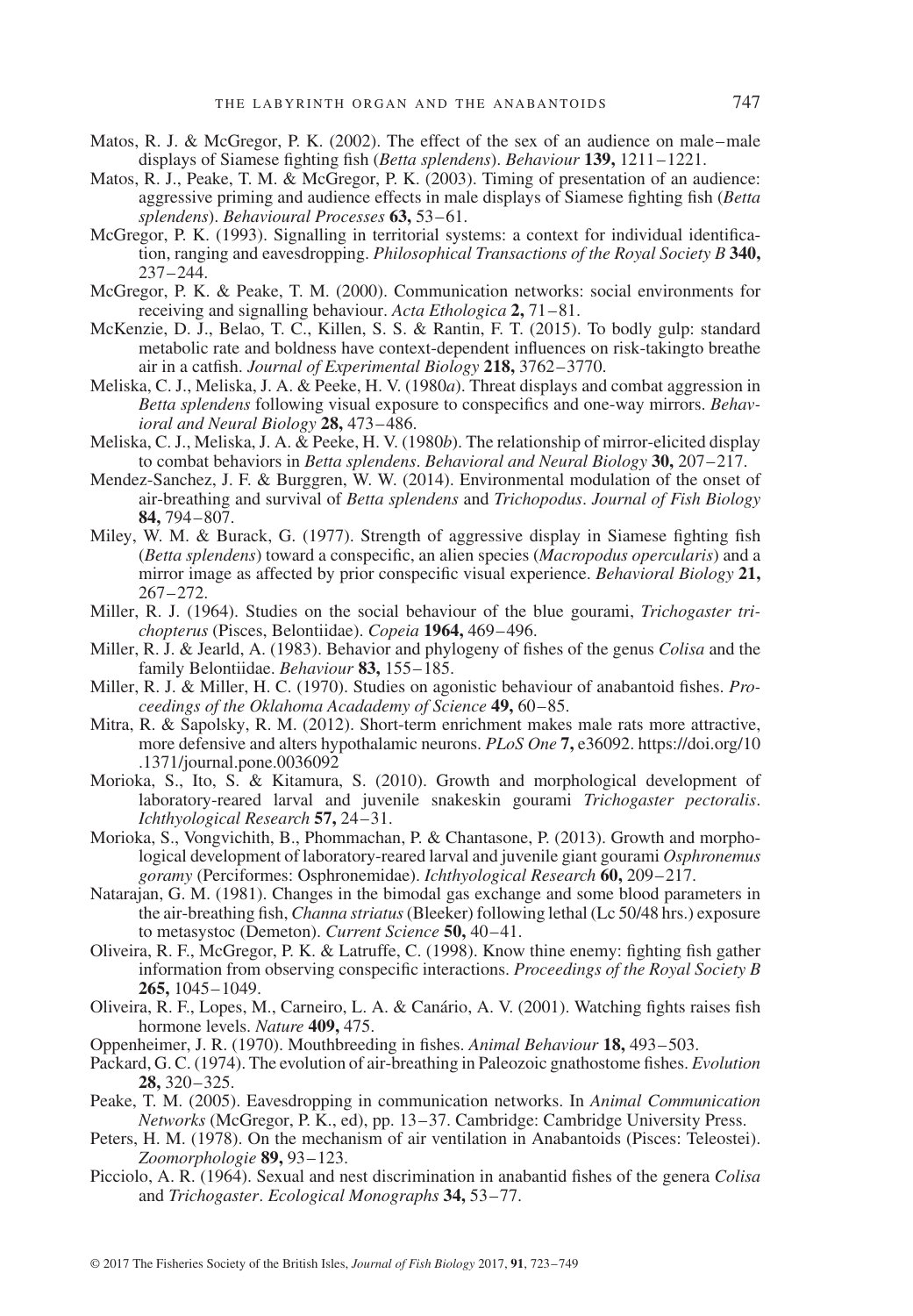Matos, R. J. & McGregor, P. K. (2002). The effect of the sex of an audience on male–male displays of Siamese fighting fish (*Betta splendens*). *Behaviour* **139,** 1211–1221.

Matos, R. J., Peake, T. M. & McGregor, P. K. (2003). Timing of presentation of an audience: aggressive priming and audience effects in male displays of Siamese fighting fish (*Betta splendens*). *Behavioural Processes* **63,** 53–61.

McGregor, P. K. (1993). Signalling in territorial systems: a context for individual identification, ranging and eavesdropping. *Philosophical Transactions of the Royal Society B* **340,** 237–244.

McGregor, P. K. & Peake, T. M. (2000). Communication networks: social environments for receiving and signalling behaviour. *Acta Ethologica* **2,** 71–81.

McKenzie, D. J., Belao, T. C., Killen, S. S. & Rantin, F. T. (2015). To bodly gulp: standard metabolic rate and boldness have context-dependent influences on risk-takingto breathe air in a catfish. *Journal of Experimental Biology* **218,** 3762–3770.

Meliska, C. J., Meliska, J. A. & Peeke, H. V. (1980*a*). Threat displays and combat aggression in *Betta splendens* following visual exposure to conspecifics and one-way mirrors. *Behavioral and Neural Biology* **28,** 473–486.

Meliska, C. J., Meliska, J. A. & Peeke, H. V. (1980*b*). The relationship of mirror-elicited display to combat behaviors in *Betta splendens*. *Behavioral and Neural Biology* **30,** 207–217.

Mendez-Sanchez, J. F. & Burggren, W. W. (2014). Environmental modulation of the onset of air-breathing and survival of *Betta splendens* and *Trichopodus*. *Journal of Fish Biology* **84,** 794–807.

Miley, W. M. & Burack, G. (1977). Strength of aggressive display in Siamese fighting fish (*Betta splendens*) toward a conspecific, an alien species (*Macropodus opercularis*) and a mirror image as affected by prior conspecific visual experience. *Behavioral Biology* **21,** 267–272.

Miller, R. J. (1964). Studies on the social behaviour of the blue gourami, *Trichogaster trichopterus* (Pisces, Belontiidae). *Copeia* **1964,** 469–496.

Miller, R. J. & Jearld, A. (1983). Behavior and phylogeny of fishes of the genus *Colisa* and the family Belontiidae. *Behaviour* **83,** 155–185.

Miller, R. J. & Miller, H. C. (1970). Studies on agonistic behaviour of anabantoid fishes. *Proceedings of the Oklahoma Acadademy of Science* **49,** 60–85.

Mitra, R. & Sapolsky, R. M. (2012). Short-term enrichment makes male rats more attractive, more defensive and alters hypothalamic neurons. *PLoS One* **7,** e36092. https://doi.org/10.1371/journal.pone.0036092

Morioka, S., Ito, S. & Kitamura, S. (2010). Growth and morphological development of laboratory-reared larval and juvenile snakeskin gourami *Trichogaster pectoralis*. *Ichthyological Research* **57,** 24–31.

Morioka, S., Vongvichith, B., Phommachan, P. & Chantasone, P. (2013). Growth and morphological development of laboratory-reared larval and juvenile giant gourami *Osphronemus goramy* (Perciformes: Osphronemidae). *Ichthyological Research* **60,** 209–217.

Natarajan, G. M. (1981). Changes in the bimodal gas exchange and some blood parameters in the air-breathing fish, *Channa striatus* (Bleeker) following lethal (Lc 50/48 hrs.) exposure to metasystoc (Demeton). *Current Science* **50,** 40–41.

Oliveira, R. F., McGregor, P. K. & Latruffe, C. (1998). Know thine enemy: fighting fish gather information from observing conspecific interactions. *Proceedings of the Royal Society B* **265,** 1045–1049.

Oliveira, R. F., Lopes, M., Carneiro, L. A. & Canário, A. V. (2001). Watching fights raises fish hormone levels. *Nature* **409,** 475.

Oppenheimer, J. R. (1970). Mouthbreeding in fishes. *Animal Behaviour* **18,** 493–503.

Packard, G. C. (1974). The evolution of air-breathing in Paleozoic gnathostome fishes. *Evolution* **28,** 320–325.

Peake, T. M. (2005). Eavesdropping in communication networks. In *Animal Communication Networks* (McGregor, P. K., ed), pp. 13–37. Cambridge: Cambridge University Press.

Peters, H. M. (1978). On the mechanism of air ventilation in Anabantoids (Pisces: Teleostei). *Zoomorphologie* **89,** 93–123.

Picciolo, A. R. (1964). Sexual and nest discrimination in anabantid fishes of the genera *Colisa* and *Trichogaster*. *Ecological Monographs* **34,** 53–77.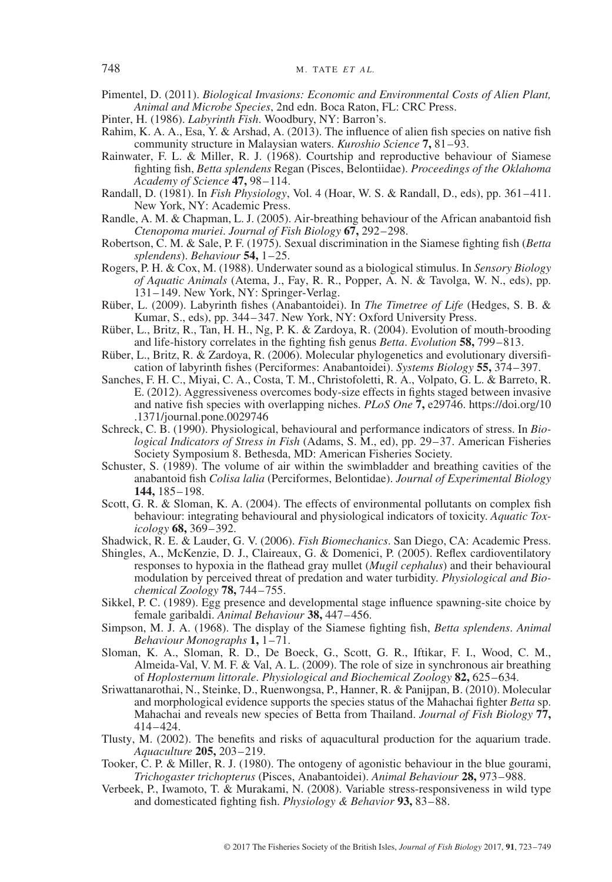Pimentel, D. (2011). *Biological Invasions: Economic and Environmental Costs of Alien Plant, Animal and Microbe Species*, 2nd edn. Boca Raton, FL: CRC Press.

Pinter, H. (1986). *Labyrinth Fish*. Woodbury, NY: Barron's.

Rahim, K. A. A., Esa, Y. & Arshad, A. (2013). The influence of alien fish species on native fish community structure in Malaysian waters. *Kuroshio Science* **7,** 81–93.

Rainwater, F. L. & Miller, R. J. (1968). Courtship and reproductive behaviour of Siamese fighting fish, *Betta splendens* Regan (Pisces, Belontiidae). *Proceedings of the Oklahoma Academy of Science* **47,** 98–114.

Randall, D. (1981). In *Fish Physiology*, Vol. 4 (Hoar, W. S. & Randall, D., eds), pp. 361–411. New York, NY: Academic Press.

Randle, A. M. & Chapman, L. J. (2005). Air-breathing behaviour of the African anabantoid fish *Ctenopoma muriei*. *Journal of Fish Biology* **67,** 292–298.

Robertson, C. M. & Sale, P. F. (1975). Sexual discrimination in the Siamese fighting fish (*Betta splendens*). *Behaviour* **54,** 1–25.

Rogers, P. H. & Cox, M. (1988). Underwater sound as a biological stimulus. In *Sensory Biology of Aquatic Animals* (Atema, J., Fay, R. R., Popper, A. N. & Tavolga, W. N., eds), pp. 131–149. New York, NY: Springer-Verlag.

Rüber, L. (2009). Labyrinth fishes (Anabantoidei). In *The Timetree of Life* (Hedges, S. B. & Kumar, S., eds), pp. 344–347. New York, NY: Oxford University Press.

Rüber, L., Britz, R., Tan, H. H., Ng, P. K. & Zardoya, R. (2004). Evolution of mouth-brooding and life-history correlates in the fighting fish genus *Betta*. *Evolution* **58,** 799–813.

Rüber, L., Britz, R. & Zardoya, R. (2006). Molecular phylogenetics and evolutionary diversification of labyrinth fishes (Perciformes: Anabantoidei). *Systems Biology* **55,** 374–397.

Sanches, F. H. C., Miyai, C. A., Costa, T. M., Christofoletti, R. A., Volpato, G. L. & Barreto, R. E. (2012). Aggressiveness overcomes body-size effects in fights staged between invasive and native fish species with overlapping niches. *PLoS One* **7,** e29746. https://doi.org/10.1371/journal.pone.0029746

Schreck, C. B. (1990). Physiological, behavioural and performance indicators of stress. In *Biological Indicators of Stress in Fish* (Adams, S. M., ed), pp. 29–37. American Fisheries Society Symposium 8. Bethesda, MD: American Fisheries Society.

Schuster, S. (1989). The volume of air within the swimbladder and breathing cavities of the anabantoid fish *Colisa lalia* (Perciformes, Belontidae). *Journal of Experimental Biology* **144,** 185–198.

Scott, G. R. & Sloman, K. A. (2004). The effects of environmental pollutants on complex fish behaviour: integrating behavioural and physiological indicators of toxicity. *Aquatic Toxicology* **68,** 369–392.

Shadwick, R. E. & Lauder, G. V. (2006). *Fish Biomechanics*. San Diego, CA: Academic Press.

Shingles, A., McKenzie, D. J., Claireaux, G. & Domenici, P. (2005). Reflex cardioventilatory responses to hypoxia in the flathead gray mullet (*Mugil cephalus*) and their behavioural modulation by perceived threat of predation and water turbidity. *Physiological and Biochemical Zoology* **78,** 744–755.

Sikkel, P. C. (1989). Egg presence and developmental stage influence spawning-site choice by female garibaldi. *Animal Behaviour* **38,** 447–456.

Simpson, M. J. A. (1968). The display of the Siamese fighting fish, *Betta splendens*. *Animal Behaviour Monographs* **1,** 1–71.

Sloman, K. A., Sloman, R. D., De Boeck, G., Scott, G. R., Iftikar, F. I., Wood, C. M., Almeida-Val, V. M. F. & Val, A. L. (2009). The role of size in synchronous air breathing of *Hoplosternum littorale*. *Physiological and Biochemical Zoology* **82,** 625–634.

Sriwattanarothai, N., Steinke, D., Ruenwongsa, P., Hanner, R. & Panijpan, B. (2010). Molecular and morphological evidence supports the species status of the Mahachai fighter *Betta* sp. Mahachai and reveals new species of Betta from Thailand. *Journal of Fish Biology* **77,** 414–424.

Tlusty, M. (2002). The benefits and risks of aquacultural production for the aquarium trade. *Aquaculture* **205,** 203–219.

Tooker, C. P. & Miller, R. J. (1980). The ontogeny of agonistic behaviour in the blue gourami, *Trichogaster trichopterus* (Pisces, Anabantoidei). *Animal Behaviour* **28,** 973–988.

Verbeek, P., Iwamoto, T. & Murakami, N. (2008). Variable stress-responsiveness in wild type and domesticated fighting fish. *Physiology & Behavior* **93,** 83–88.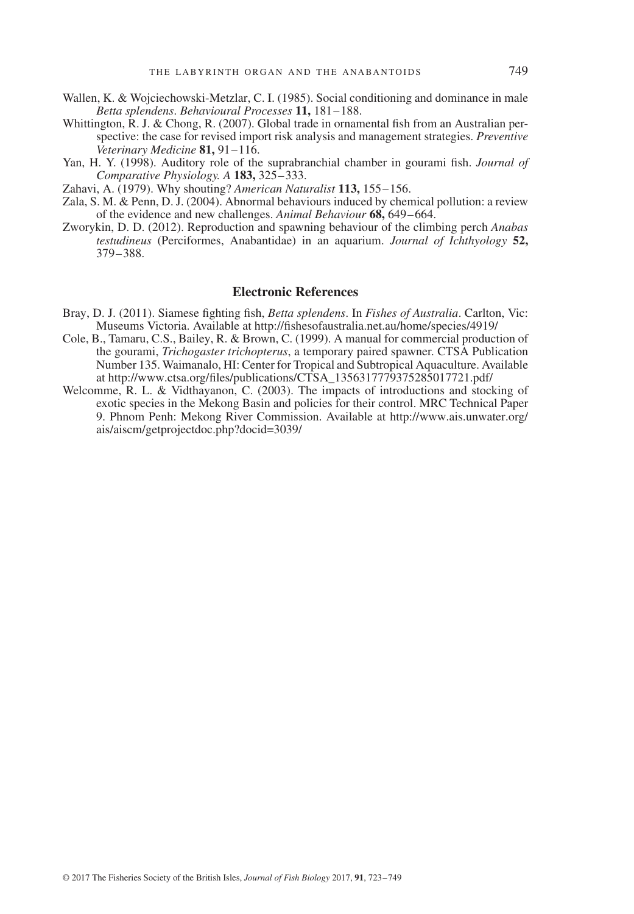Wallen, K. & Wojciechowski-Metzlar, C. I. (1985). Social conditioning and dominance in male *Betta splendens*. *Behavioural Processes* **11,** 181–188.

Whittington, R. J. & Chong, R. (2007). Global trade in ornamental fish from an Australian perspective: the case for revised import risk analysis and management strategies. *Preventive Veterinary Medicine* **81,** 91–116.

Yan, H. Y. (1998). Auditory role of the suprabranchial chamber in gourami fish. *Journal of Comparative Physiology. A* **183,** 325–333.

Zahavi, A. (1979). Why shouting? *American Naturalist* **113,** 155–156.

Zala, S. M. & Penn, D. J. (2004). Abnormal behaviours induced by chemical pollution: a review of the evidence and new challenges. *Animal Behaviour* **68,** 649–664.

Zworykin, D. D. (2012). Reproduction and spawning behaviour of the climbing perch *Anabas testudineus* (Perciformes, Anabantidae) in an aquarium. *Journal of Ichthyology* **52,** 379–388.

## Electronic References

Bray, D. J. (2011). Siamese fighting fish, *Betta splendens*. In *Fishes of Australia*. Carlton, Vic: Museums Victoria. Available at http://fishesofaustralia.net.au/home/species/4919/

Cole, B., Tamaru, C.S., Bailey, R. & Brown, C. (1999). A manual for commercial production of the gourami, *Trichogaster trichopterus*, a temporary paired spawner. CTSA Publication Number 135. Waimanalo, HI: Center for Tropical and Subtropical Aquaculture. Available at http://www.ctsa.org/files/publications/CTSA_1356317779375285017721.pdf/

Welcomme, R. L. & Vidthayanon, C. (2003). The impacts of introductions and stocking of exotic species in the Mekong Basin and policies for their control. MRC Technical Paper 9. Phnom Penh: Mekong River Commission. Available at http://www.ais.unwater.org/ais/aiscm/getprojectdoc.php?docid=3039/